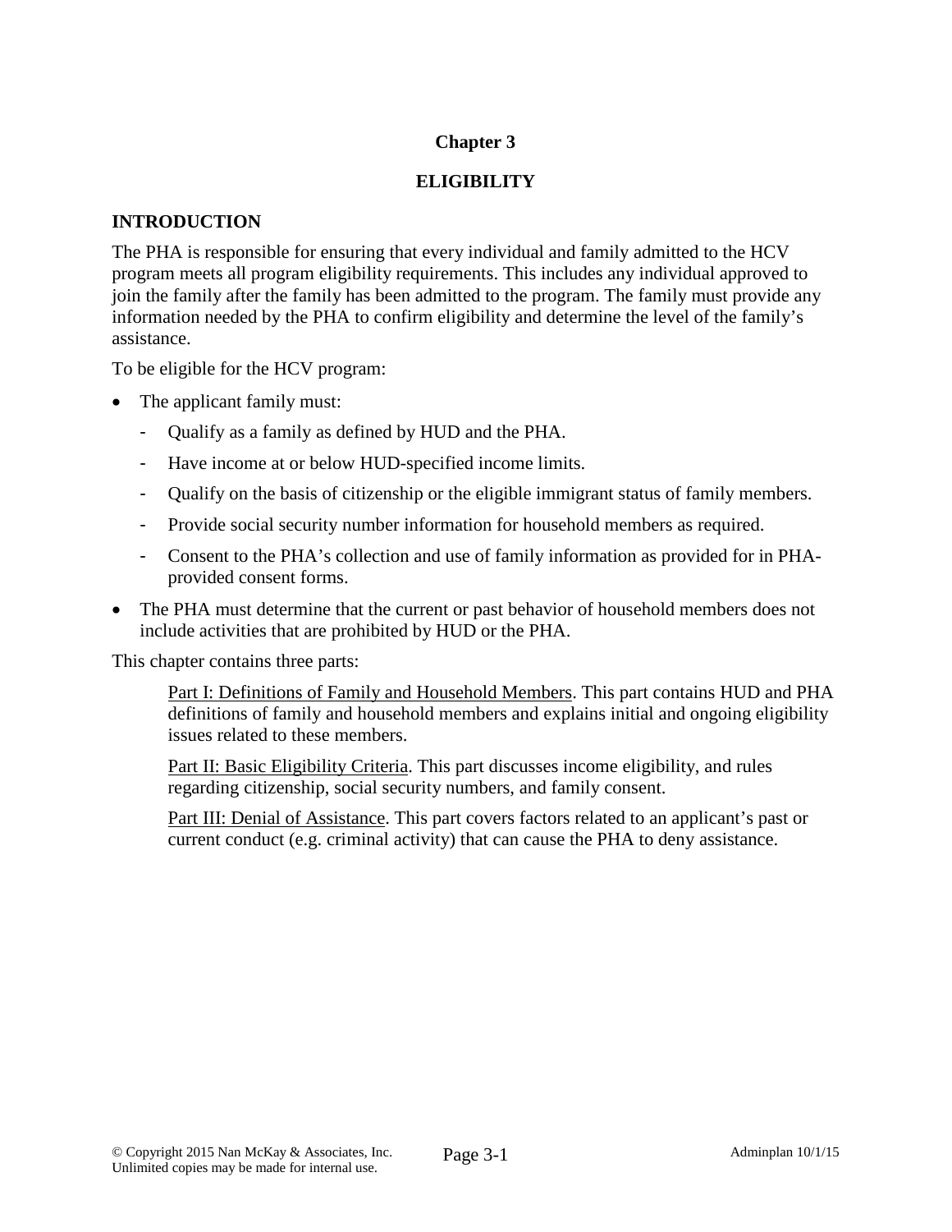# Chapter 3

# ELIGIBILITY

## INTRODUCTION

The PHA is responsible for ensuring that every individual and family admitted to the HCV program meets all program eligibility requirements. This includes any individual approved to join the family after the family has been admitted to the program. The family must provide any information needed by the PHA to confirm eligibility and determine the level of the family's assistance.

To be eligible for the HCV program:

- The applicant family must:
  - Qualify as a family as defined by HUD and the PHA.
  - Have income at or below HUD-specified income limits.
  - Qualify on the basis of citizenship or the eligible immigrant status of family members.
  - Provide social security number information for household members as required.
  - Consent to the PHA's collection and use of family information as provided for in PHA-provided consent forms.
- The PHA must determine that the current or past behavior of household members does not include activities that are prohibited by HUD or the PHA.

This chapter contains three parts:

> Part I: Definitions of Family and Household Members. This part contains HUD and PHA definitions of family and household members and explains initial and ongoing eligibility issues related to these members.
>
> Part II: Basic Eligibility Criteria. This part discusses income eligibility, and rules regarding citizenship, social security numbers, and family consent.
>
> Part III: Denial of Assistance. This part covers factors related to an applicant's past or current conduct (e.g. criminal activity) that can cause the PHA to deny assistance.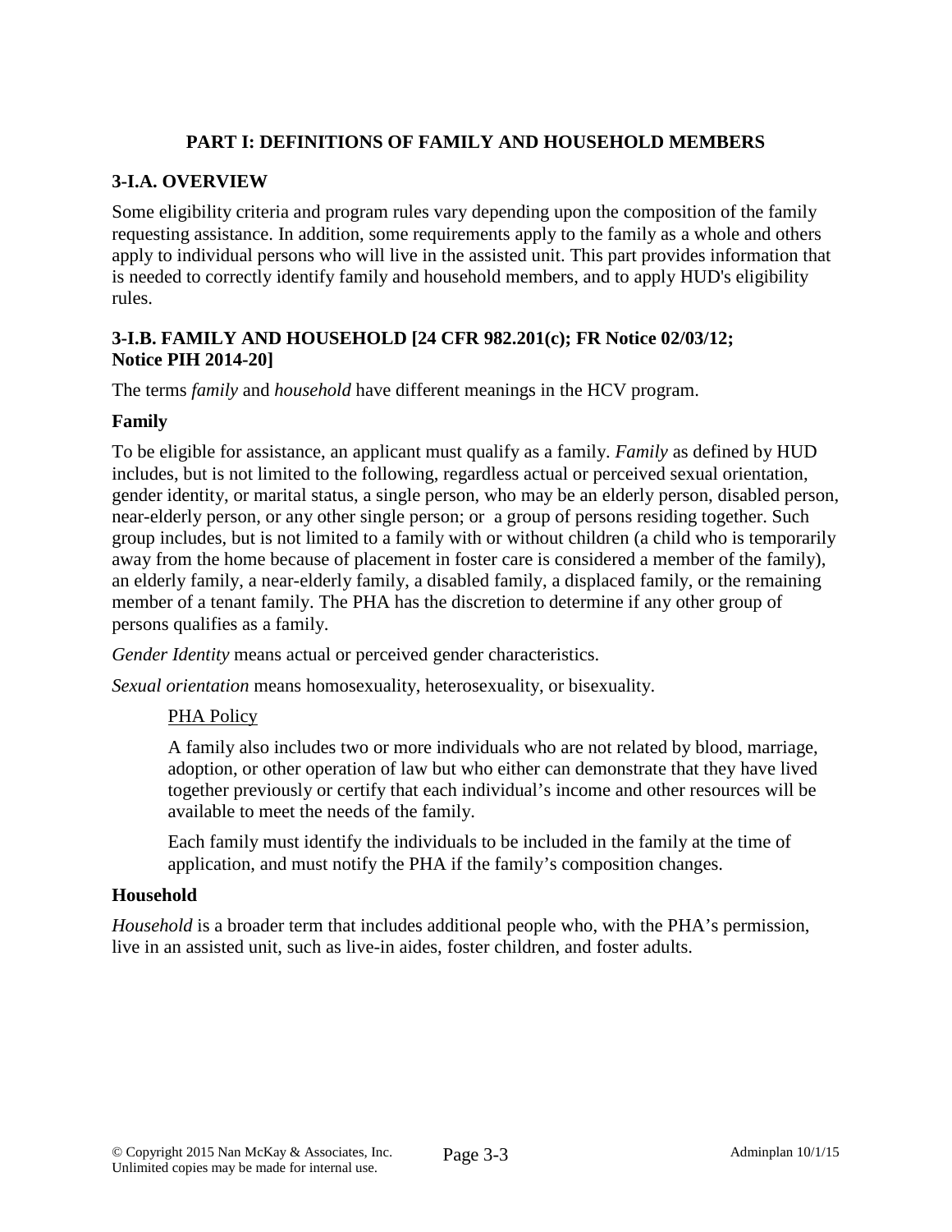## PART I: DEFINITIONS OF FAMILY AND HOUSEHOLD MEMBERS

### 3-I.A. OVERVIEW

Some eligibility criteria and program rules vary depending upon the composition of the family requesting assistance. In addition, some requirements apply to the family as a whole and others apply to individual persons who will live in the assisted unit. This part provides information that is needed to correctly identify family and household members, and to apply HUD's eligibility rules.

### 3-I.B. FAMILY AND HOUSEHOLD [24 CFR 982.201(c); FR Notice 02/03/12; Notice PIH 2014-20]

The terms *family* and *household* have different meanings in the HCV program.

**Family**

To be eligible for assistance, an applicant must qualify as a family. *Family* as defined by HUD includes, but is not limited to the following, regardless actual or perceived sexual orientation, gender identity, or marital status, a single person, who may be an elderly person, disabled person, near-elderly person, or any other single person; or a group of persons residing together. Such group includes, but is not limited to a family with or without children (a child who is temporarily away from the home because of placement in foster care is considered a member of the family), an elderly family, a near-elderly family, a disabled family, a displaced family, or the remaining member of a tenant family. The PHA has the discretion to determine if any other group of persons qualifies as a family.

*Gender Identity* means actual or perceived gender characteristics.

*Sexual orientation* means homosexuality, heterosexuality, or bisexuality.

> <u>PHA Policy</u>
>
> A family also includes two or more individuals who are not related by blood, marriage, adoption, or other operation of law but who either can demonstrate that they have lived together previously or certify that each individual's income and other resources will be available to meet the needs of the family.
>
> Each family must identify the individuals to be included in the family at the time of application, and must notify the PHA if the family's composition changes.

**Household**

*Household* is a broader term that includes additional people who, with the PHA's permission, live in an assisted unit, such as live-in aides, foster children, and foster adults.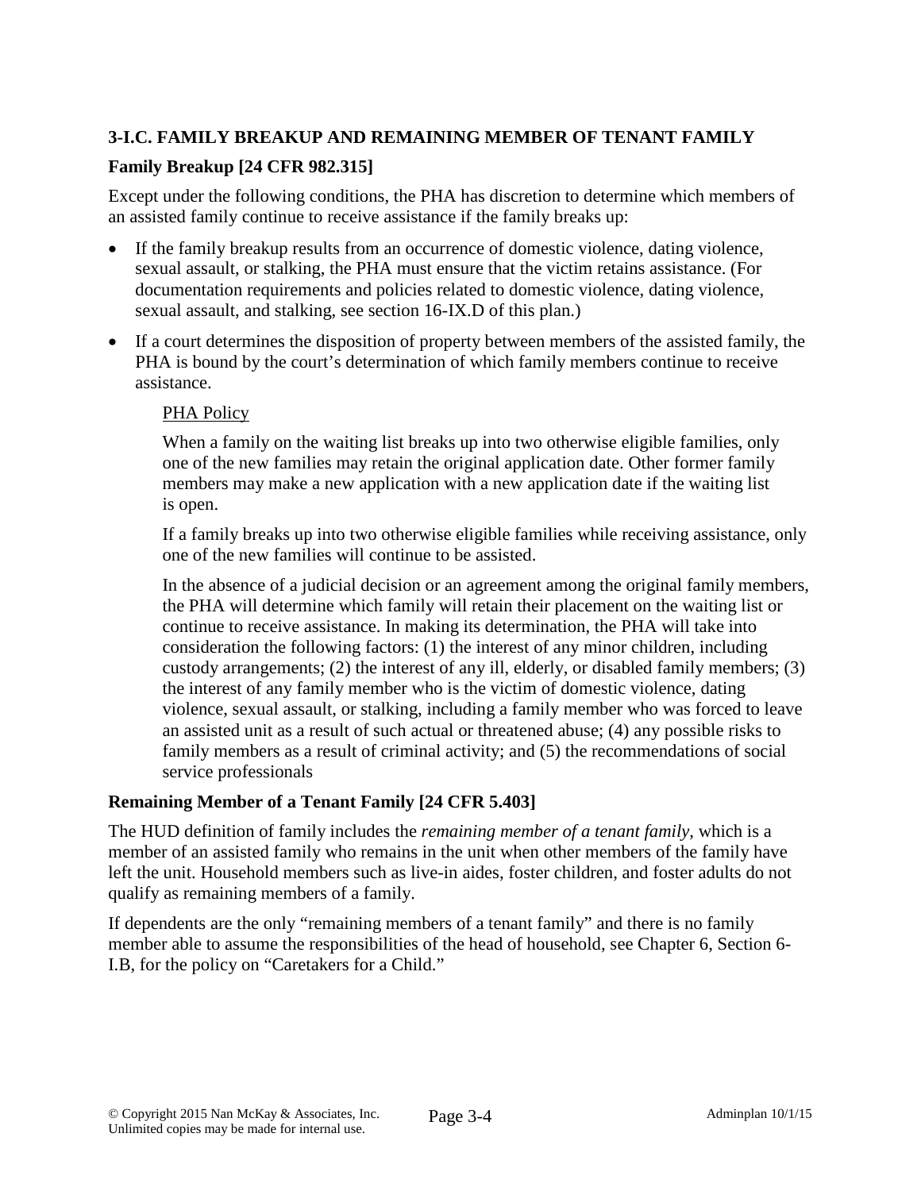### 3-I.C. FAMILY BREAKUP AND REMAINING MEMBER OF TENANT FAMILY

#### Family Breakup [24 CFR 982.315]

Except under the following conditions, the PHA has discretion to determine which members of an assisted family continue to receive assistance if the family breaks up:

- If the family breakup results from an occurrence of domestic violence, dating violence, sexual assault, or stalking, the PHA must ensure that the victim retains assistance. (For documentation requirements and policies related to domestic violence, dating violence, sexual assault, and stalking, see section 16-IX.D of this plan.)
- If a court determines the disposition of property between members of the assisted family, the PHA is bound by the court's determination of which family members continue to receive assistance.

PHA Policy

When a family on the waiting list breaks up into two otherwise eligible families, only one of the new families may retain the original application date. Other former family members may make a new application with a new application date if the waiting list is open.

If a family breaks up into two otherwise eligible families while receiving assistance, only one of the new families will continue to be assisted.

In the absence of a judicial decision or an agreement among the original family members, the PHA will determine which family will retain their placement on the waiting list or continue to receive assistance. In making its determination, the PHA will take into consideration the following factors: (1) the interest of any minor children, including custody arrangements; (2) the interest of any ill, elderly, or disabled family members; (3) the interest of any family member who is the victim of domestic violence, dating violence, sexual assault, or stalking, including a family member who was forced to leave an assisted unit as a result of such actual or threatened abuse; (4) any possible risks to family members as a result of criminal activity; and (5) the recommendations of social service professionals

#### Remaining Member of a Tenant Family [24 CFR 5.403]

The HUD definition of family includes the *remaining member of a tenant family*, which is a member of an assisted family who remains in the unit when other members of the family have left the unit. Household members such as live-in aides, foster children, and foster adults do not qualify as remaining members of a family.

If dependents are the only "remaining members of a tenant family" and there is no family member able to assume the responsibilities of the head of household, see Chapter 6, Section 6-I.B, for the policy on "Caretakers for a Child."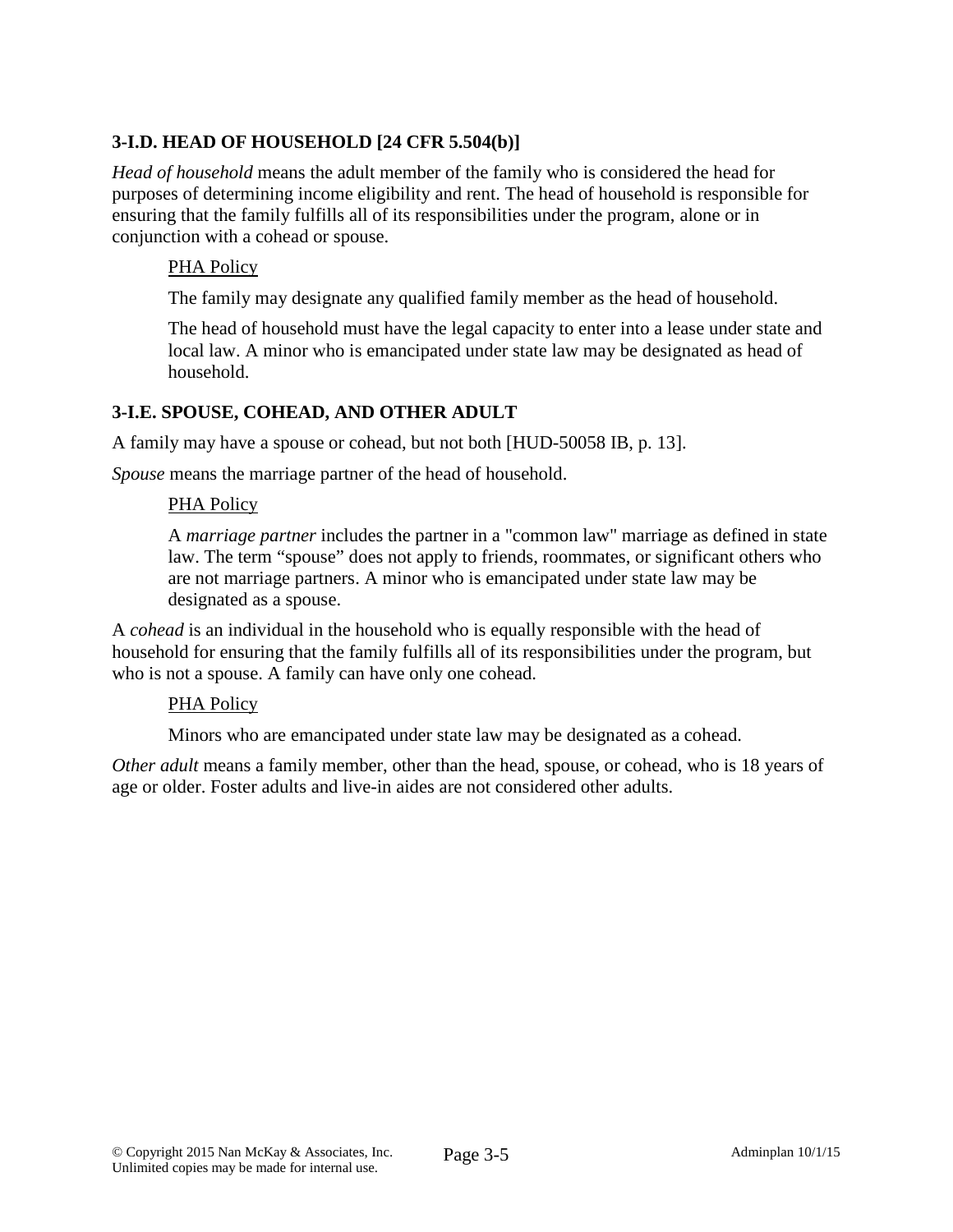### 3-I.D. HEAD OF HOUSEHOLD [24 CFR 5.504(b)]

*Head of household* means the adult member of the family who is considered the head for purposes of determining income eligibility and rent. The head of household is responsible for ensuring that the family fulfills all of its responsibilities under the program, alone or in conjunction with a cohead or spouse.

> PHA Policy
>
> The family may designate any qualified family member as the head of household.
>
> The head of household must have the legal capacity to enter into a lease under state and local law. A minor who is emancipated under state law may be designated as head of household.

### 3-I.E. SPOUSE, COHEAD, AND OTHER ADULT

A family may have a spouse or cohead, but not both [HUD-50058 IB, p. 13].

*Spouse* means the marriage partner of the head of household.

> PHA Policy
>
> A *marriage partner* includes the partner in a "common law" marriage as defined in state law. The term "spouse" does not apply to friends, roommates, or significant others who are not marriage partners. A minor who is emancipated under state law may be designated as a spouse.

A *cohead* is an individual in the household who is equally responsible with the head of household for ensuring that the family fulfills all of its responsibilities under the program, but who is not a spouse. A family can have only one cohead.

> PHA Policy
>
> Minors who are emancipated under state law may be designated as a cohead.

*Other adult* means a family member, other than the head, spouse, or cohead, who is 18 years of age or older. Foster adults and live-in aides are not considered other adults.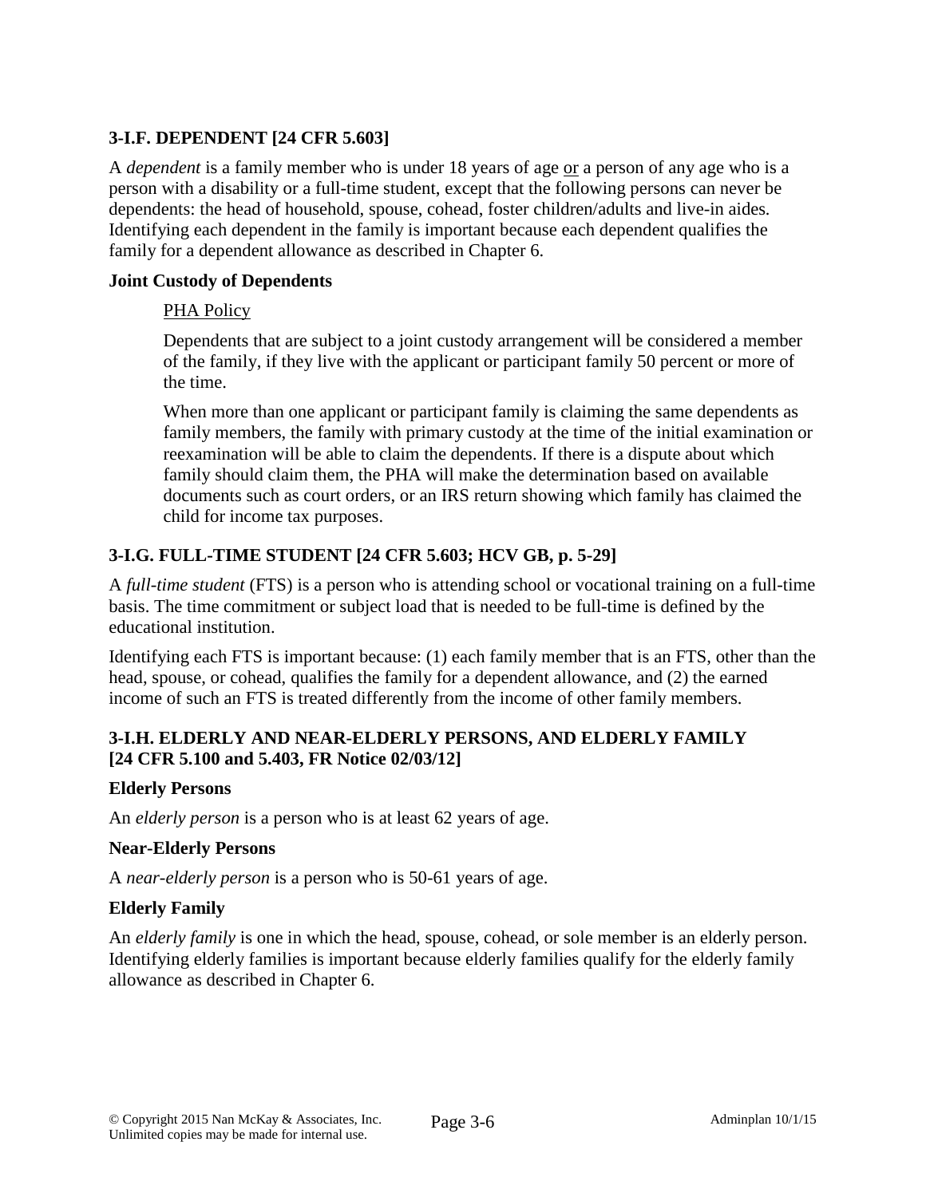## 3-I.F. DEPENDENT [24 CFR 5.603]

A *dependent* is a family member who is under 18 years of age <u>or</u> a person of any age who is a person with a disability or a full-time student, except that the following persons can never be dependents: the head of household, spouse, cohead, foster children/adults and live-in aides. Identifying each dependent in the family is important because each dependent qualifies the family for a dependent allowance as described in Chapter 6.

### Joint Custody of Dependents

> <u>PHA Policy</u>
>
> Dependents that are subject to a joint custody arrangement will be considered a member of the family, if they live with the applicant or participant family 50 percent or more of the time.
>
> When more than one applicant or participant family is claiming the same dependents as family members, the family with primary custody at the time of the initial examination or reexamination will be able to claim the dependents. If there is a dispute about which family should claim them, the PHA will make the determination based on available documents such as court orders, or an IRS return showing which family has claimed the child for income tax purposes.

## 3-I.G. FULL-TIME STUDENT [24 CFR 5.603; HCV GB, p. 5-29]

A *full-time student* (FTS) is a person who is attending school or vocational training on a full-time basis. The time commitment or subject load that is needed to be full-time is defined by the educational institution.

Identifying each FTS is important because: (1) each family member that is an FTS, other than the head, spouse, or cohead, qualifies the family for a dependent allowance, and (2) the earned income of such an FTS is treated differently from the income of other family members.

## 3-I.H. ELDERLY AND NEAR-ELDERLY PERSONS, AND ELDERLY FAMILY [24 CFR 5.100 and 5.403, FR Notice 02/03/12]

### Elderly Persons

An *elderly person* is a person who is at least 62 years of age.

### Near-Elderly Persons

A *near-elderly person* is a person who is 50-61 years of age.

### Elderly Family

An *elderly family* is one in which the head, spouse, cohead, or sole member is an elderly person. Identifying elderly families is important because elderly families qualify for the elderly family allowance as described in Chapter 6.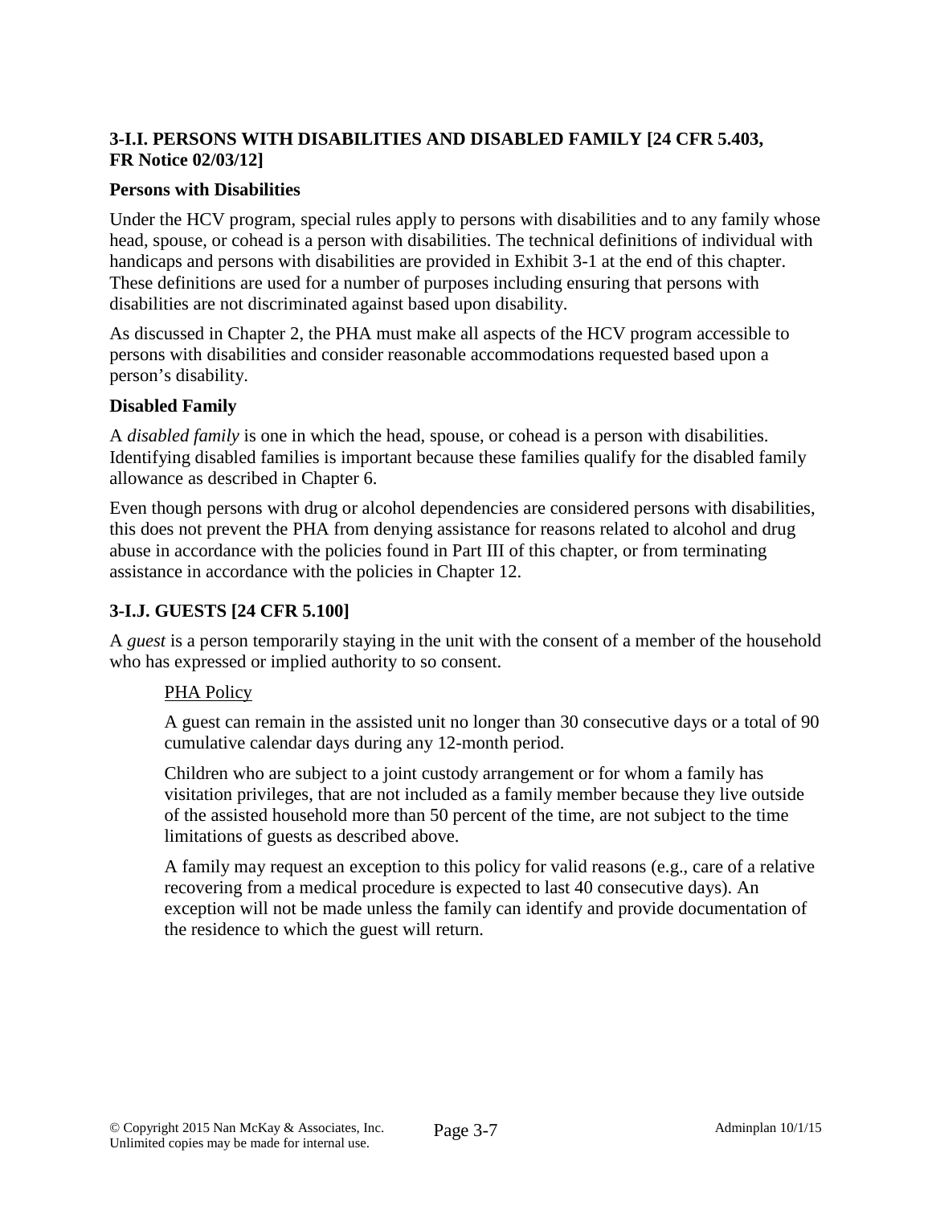### 3-I.I. PERSONS WITH DISABILITIES AND DISABLED FAMILY [24 CFR 5.403, FR Notice 02/03/12]

**Persons with Disabilities**

Under the HCV program, special rules apply to persons with disabilities and to any family whose head, spouse, or cohead is a person with disabilities. The technical definitions of individual with handicaps and persons with disabilities are provided in Exhibit 3-1 at the end of this chapter. These definitions are used for a number of purposes including ensuring that persons with disabilities are not discriminated against based upon disability.

As discussed in Chapter 2, the PHA must make all aspects of the HCV program accessible to persons with disabilities and consider reasonable accommodations requested based upon a person's disability.

**Disabled Family**

A *disabled family* is one in which the head, spouse, or cohead is a person with disabilities. Identifying disabled families is important because these families qualify for the disabled family allowance as described in Chapter 6.

Even though persons with drug or alcohol dependencies are considered persons with disabilities, this does not prevent the PHA from denying assistance for reasons related to alcohol and drug abuse in accordance with the policies found in Part III of this chapter, or from terminating assistance in accordance with the policies in Chapter 12.

### 3-I.J. GUESTS [24 CFR 5.100]

A *guest* is a person temporarily staying in the unit with the consent of a member of the household who has expressed or implied authority to so consent.

> <u>PHA Policy</u>
>
> A guest can remain in the assisted unit no longer than 30 consecutive days or a total of 90 cumulative calendar days during any 12-month period.
>
> Children who are subject to a joint custody arrangement or for whom a family has visitation privileges, that are not included as a family member because they live outside of the assisted household more than 50 percent of the time, are not subject to the time limitations of guests as described above.
>
> A family may request an exception to this policy for valid reasons (e.g., care of a relative recovering from a medical procedure is expected to last 40 consecutive days). An exception will not be made unless the family can identify and provide documentation of the residence to which the guest will return.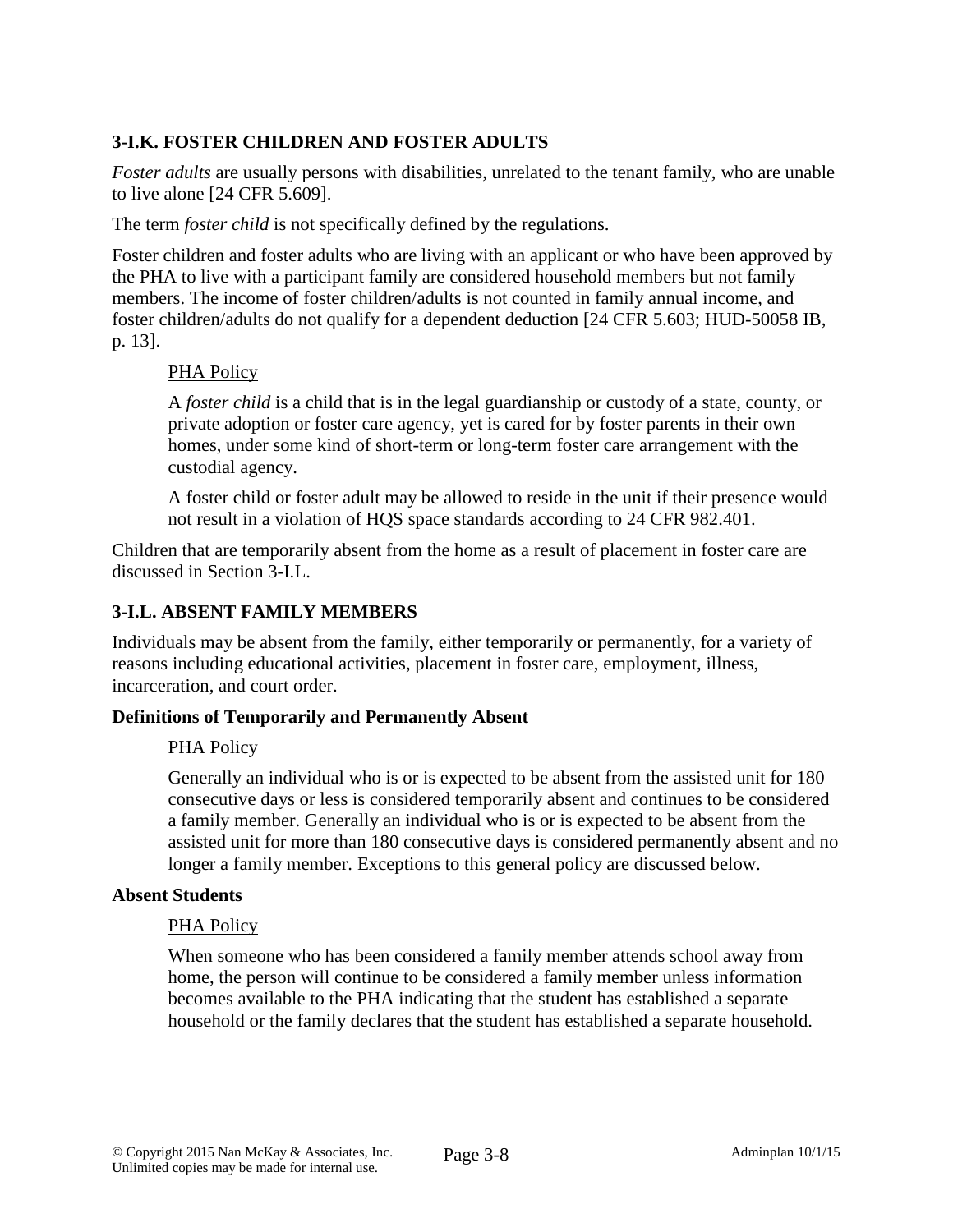## 3-I.K. FOSTER CHILDREN AND FOSTER ADULTS

*Foster adults* are usually persons with disabilities, unrelated to the tenant family, who are unable to live alone [24 CFR 5.609].

The term *foster child* is not specifically defined by the regulations.

Foster children and foster adults who are living with an applicant or who have been approved by the PHA to live with a participant family are considered household members but not family members. The income of foster children/adults is not counted in family annual income, and foster children/adults do not qualify for a dependent deduction [24 CFR 5.603; HUD-50058 IB, p. 13].

> PHA Policy
>
> A *foster child* is a child that is in the legal guardianship or custody of a state, county, or private adoption or foster care agency, yet is cared for by foster parents in their own homes, under some kind of short-term or long-term foster care arrangement with the custodial agency.
>
> A foster child or foster adult may be allowed to reside in the unit if their presence would not result in a violation of HQS space standards according to 24 CFR 982.401.

Children that are temporarily absent from the home as a result of placement in foster care are discussed in Section 3-I.L.

## 3-I.L. ABSENT FAMILY MEMBERS

Individuals may be absent from the family, either temporarily or permanently, for a variety of reasons including educational activities, placement in foster care, employment, illness, incarceration, and court order.

**Definitions of Temporarily and Permanently Absent**

> PHA Policy
>
> Generally an individual who is or is expected to be absent from the assisted unit for 180 consecutive days or less is considered temporarily absent and continues to be considered a family member. Generally an individual who is or is expected to be absent from the assisted unit for more than 180 consecutive days is considered permanently absent and no longer a family member. Exceptions to this general policy are discussed below.

**Absent Students**

> PHA Policy
>
> When someone who has been considered a family member attends school away from home, the person will continue to be considered a family member unless information becomes available to the PHA indicating that the student has established a separate household or the family declares that the student has established a separate household.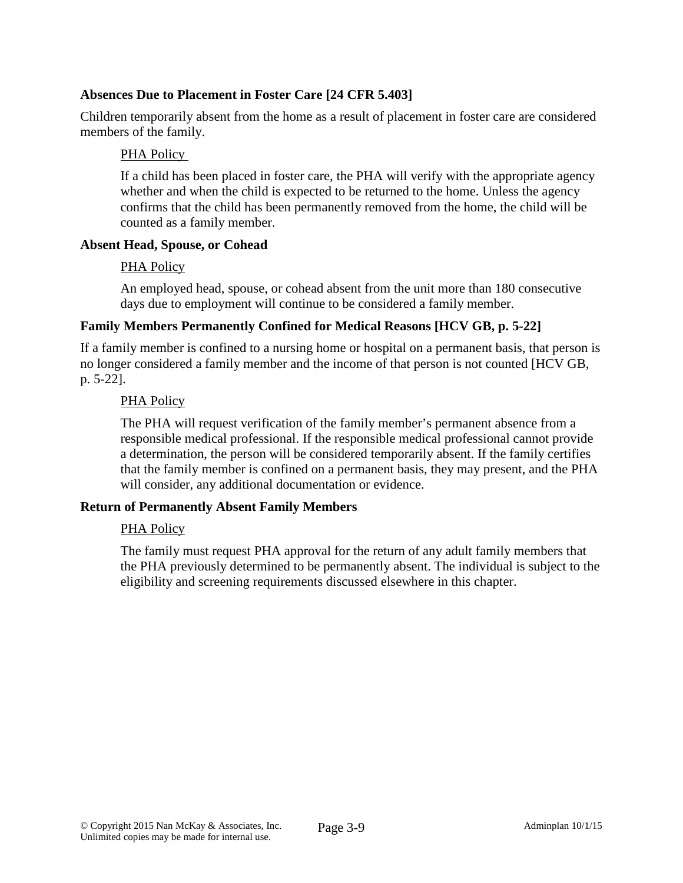**Absences Due to Placement in Foster Care [24 CFR 5.403]**

Children temporarily absent from the home as a result of placement in foster care are considered members of the family.

PHA Policy

If a child has been placed in foster care, the PHA will verify with the appropriate agency whether and when the child is expected to be returned to the home. Unless the agency confirms that the child has been permanently removed from the home, the child will be counted as a family member.

**Absent Head, Spouse, or Cohead**

PHA Policy

An employed head, spouse, or cohead absent from the unit more than 180 consecutive days due to employment will continue to be considered a family member.

**Family Members Permanently Confined for Medical Reasons [HCV GB, p. 5-22]**

If a family member is confined to a nursing home or hospital on a permanent basis, that person is no longer considered a family member and the income of that person is not counted [HCV GB, p. 5-22].

PHA Policy

The PHA will request verification of the family member's permanent absence from a responsible medical professional. If the responsible medical professional cannot provide a determination, the person will be considered temporarily absent. If the family certifies that the family member is confined on a permanent basis, they may present, and the PHA will consider, any additional documentation or evidence.

**Return of Permanently Absent Family Members**

PHA Policy

The family must request PHA approval for the return of any adult family members that the PHA previously determined to be permanently absent. The individual is subject to the eligibility and screening requirements discussed elsewhere in this chapter.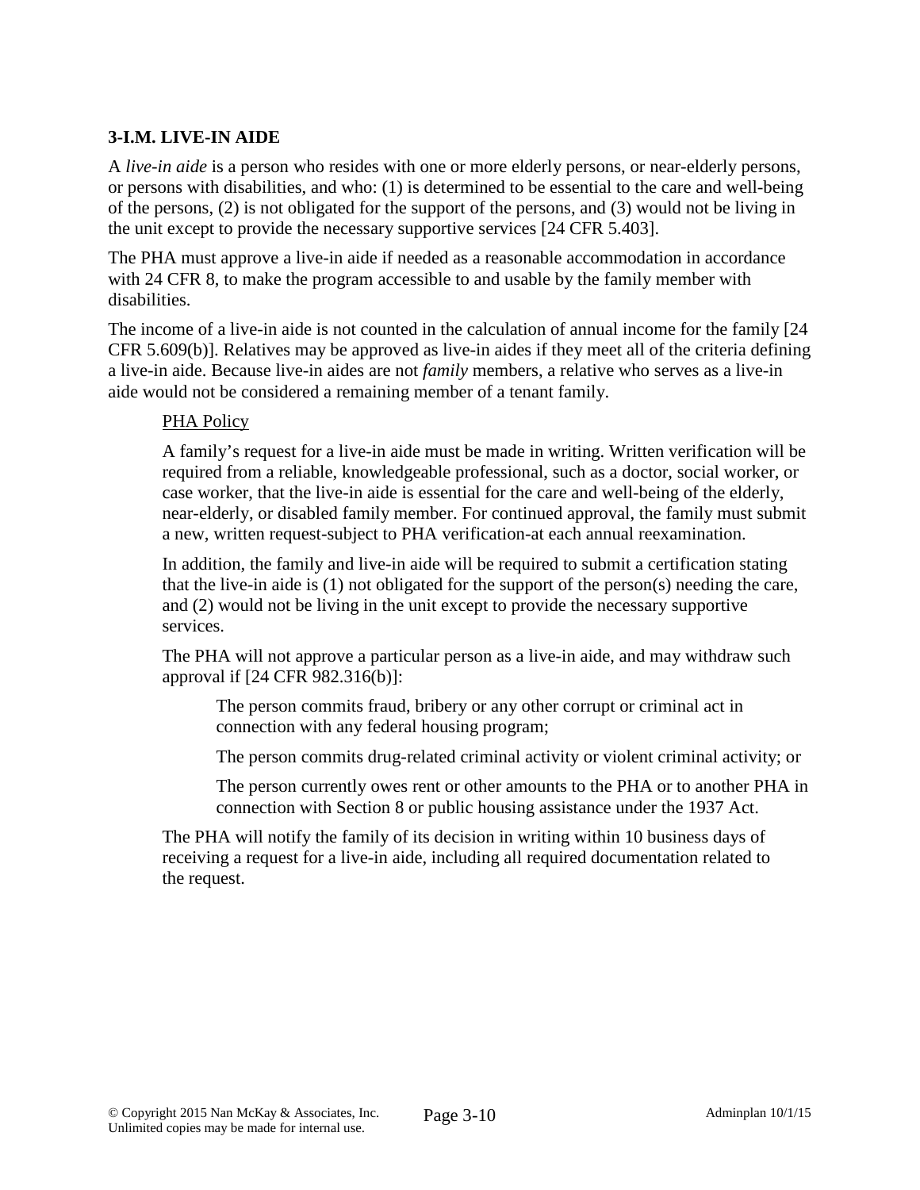### 3-I.M. LIVE-IN AIDE

A *live-in aide* is a person who resides with one or more elderly persons, or near-elderly persons, or persons with disabilities, and who: (1) is determined to be essential to the care and well-being of the persons, (2) is not obligated for the support of the persons, and (3) would not be living in the unit except to provide the necessary supportive services [24 CFR 5.403].

The PHA must approve a live-in aide if needed as a reasonable accommodation in accordance with 24 CFR 8, to make the program accessible to and usable by the family member with disabilities.

The income of a live-in aide is not counted in the calculation of annual income for the family [24 CFR 5.609(b)]. Relatives may be approved as live-in aides if they meet all of the criteria defining a live-in aide. Because live-in aides are not *family* members, a relative who serves as a live-in aide would not be considered a remaining member of a tenant family.

> <u>PHA Policy</u>
>
> A family's request for a live-in aide must be made in writing. Written verification will be required from a reliable, knowledgeable professional, such as a doctor, social worker, or case worker, that the live-in aide is essential for the care and well-being of the elderly, near-elderly, or disabled family member. For continued approval, the family must submit a new, written request-subject to PHA verification-at each annual reexamination.
>
> In addition, the family and live-in aide will be required to submit a certification stating that the live-in aide is (1) not obligated for the support of the person(s) needing the care, and (2) would not be living in the unit except to provide the necessary supportive services.
>
> The PHA will not approve a particular person as a live-in aide, and may withdraw such approval if [24 CFR 982.316(b)]:
>
> > The person commits fraud, bribery or any other corrupt or criminal act in connection with any federal housing program;
> >
> > The person commits drug-related criminal activity or violent criminal activity; or
> >
> > The person currently owes rent or other amounts to the PHA or to another PHA in connection with Section 8 or public housing assistance under the 1937 Act.
>
> The PHA will notify the family of its decision in writing within 10 business days of receiving a request for a live-in aide, including all required documentation related to the request.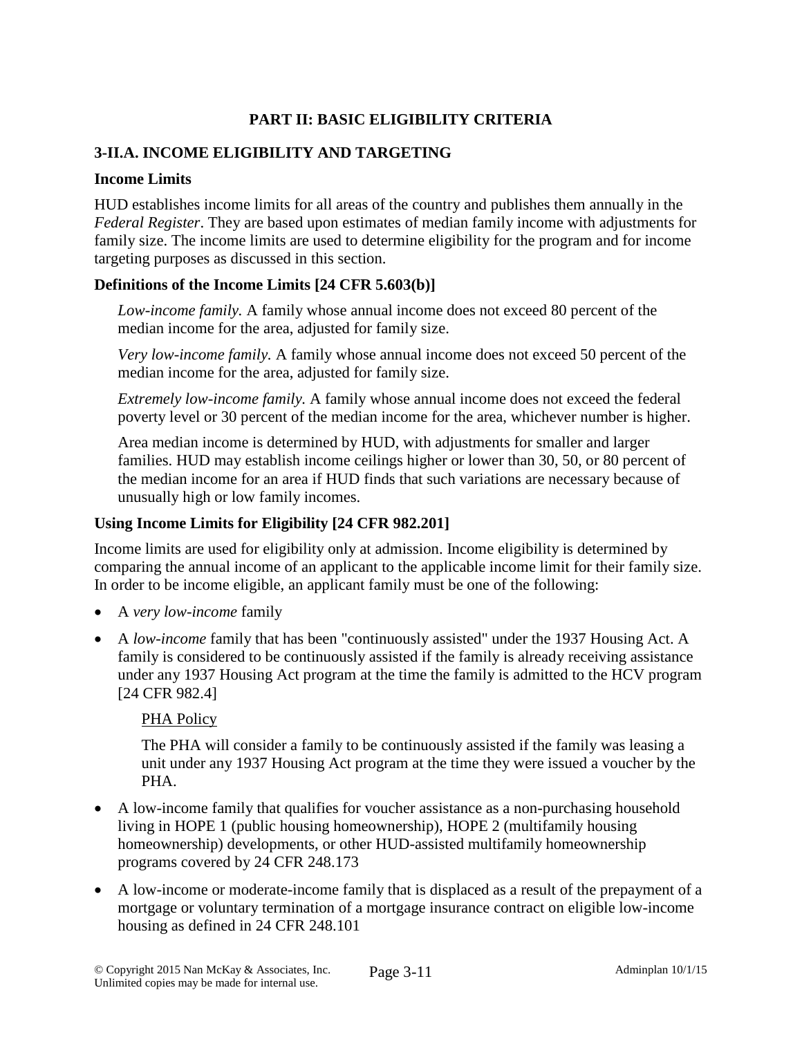## PART II: BASIC ELIGIBILITY CRITERIA

### 3-II.A. INCOME ELIGIBILITY AND TARGETING

#### Income Limits

HUD establishes income limits for all areas of the country and publishes them annually in the *Federal Register*. They are based upon estimates of median family income with adjustments for family size. The income limits are used to determine eligibility for the program and for income targeting purposes as discussed in this section.

#### Definitions of the Income Limits [24 CFR 5.603(b)]

*Low-income family.* A family whose annual income does not exceed 80 percent of the median income for the area, adjusted for family size.

*Very low-income family.* A family whose annual income does not exceed 50 percent of the median income for the area, adjusted for family size.

*Extremely low-income family.* A family whose annual income does not exceed the federal poverty level or 30 percent of the median income for the area, whichever number is higher.

Area median income is determined by HUD, with adjustments for smaller and larger families. HUD may establish income ceilings higher or lower than 30, 50, or 80 percent of the median income for an area if HUD finds that such variations are necessary because of unusually high or low family incomes.

#### Using Income Limits for Eligibility [24 CFR 982.201]

Income limits are used for eligibility only at admission. Income eligibility is determined by comparing the annual income of an applicant to the applicable income limit for their family size. In order to be income eligible, an applicant family must be one of the following:

- A *very low-income* family
- A *low-income* family that has been "continuously assisted" under the 1937 Housing Act. A family is considered to be continuously assisted if the family is already receiving assistance under any 1937 Housing Act program at the time the family is admitted to the HCV program [24 CFR 982.4]

  PHA Policy

  The PHA will consider a family to be continuously assisted if the family was leasing a unit under any 1937 Housing Act program at the time they were issued a voucher by the PHA.

- A low-income family that qualifies for voucher assistance as a non-purchasing household living in HOPE 1 (public housing homeownership), HOPE 2 (multifamily housing homeownership) developments, or other HUD-assisted multifamily homeownership programs covered by 24 CFR 248.173
- A low-income or moderate-income family that is displaced as a result of the prepayment of a mortgage or voluntary termination of a mortgage insurance contract on eligible low-income housing as defined in 24 CFR 248.101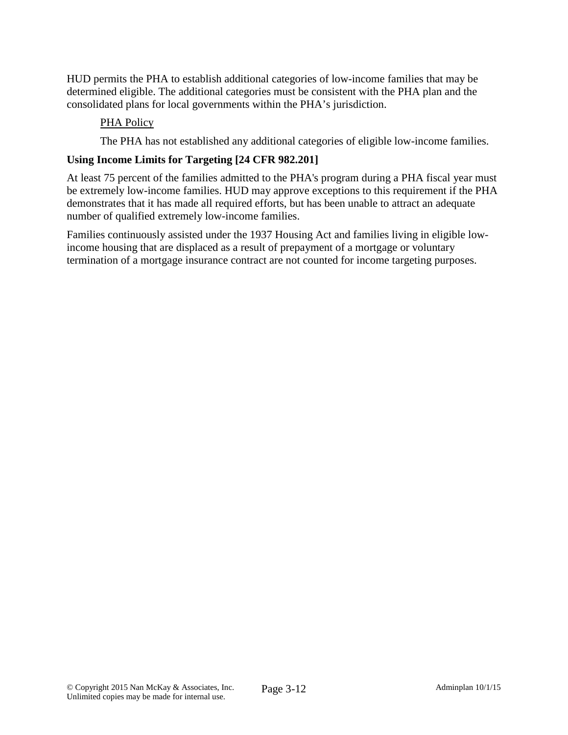HUD permits the PHA to establish additional categories of low-income families that may be determined eligible. The additional categories must be consistent with the PHA plan and the consolidated plans for local governments within the PHA's jurisdiction.

PHA Policy

The PHA has not established any additional categories of eligible low-income families.

**Using Income Limits for Targeting [24 CFR 982.201]**

At least 75 percent of the families admitted to the PHA's program during a PHA fiscal year must be extremely low-income families. HUD may approve exceptions to this requirement if the PHA demonstrates that it has made all required efforts, but has been unable to attract an adequate number of qualified extremely low-income families.

Families continuously assisted under the 1937 Housing Act and families living in eligible low-income housing that are displaced as a result of prepayment of a mortgage or voluntary termination of a mortgage insurance contract are not counted for income targeting purposes.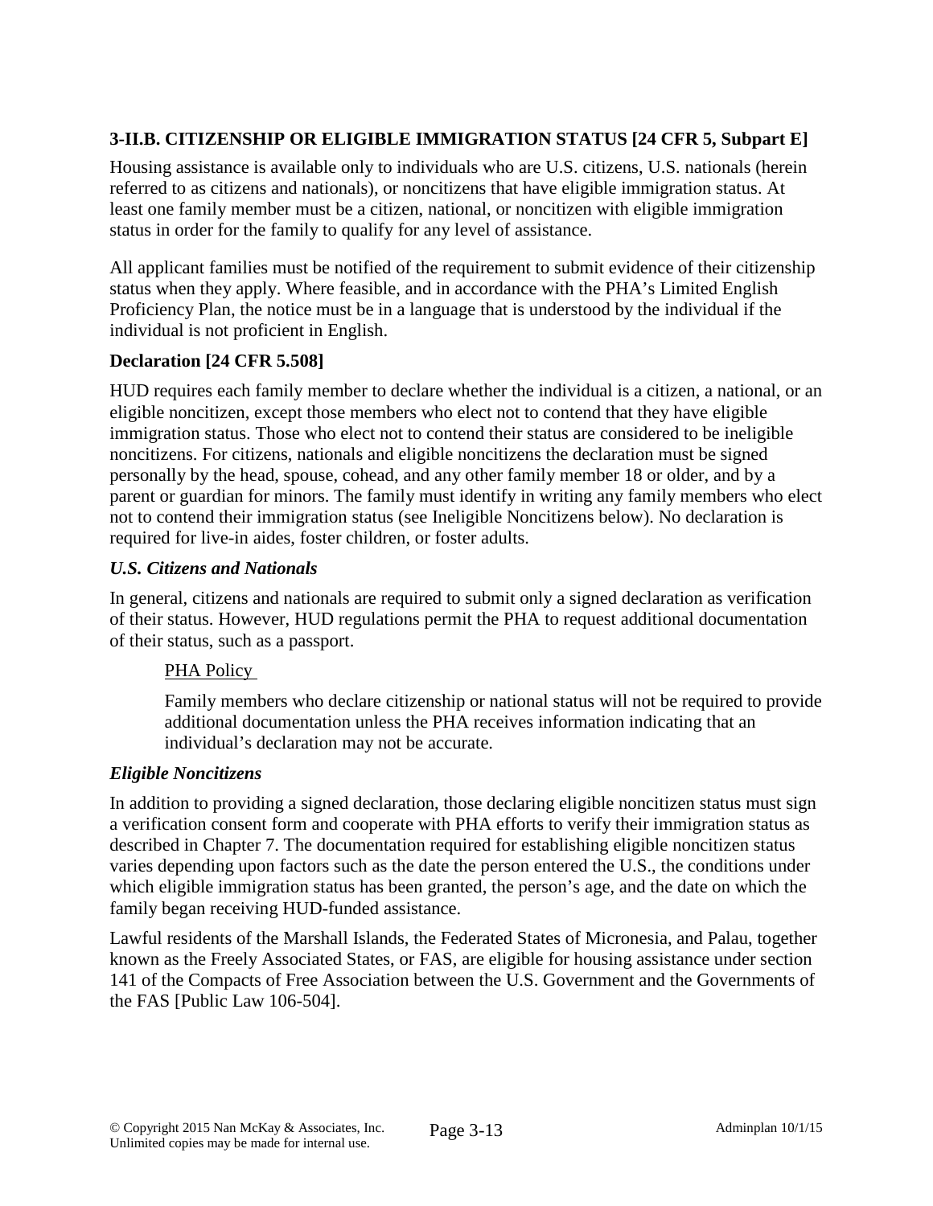### 3-II.B. CITIZENSHIP OR ELIGIBLE IMMIGRATION STATUS [24 CFR 5, Subpart E]

Housing assistance is available only to individuals who are U.S. citizens, U.S. nationals (herein referred to as citizens and nationals), or noncitizens that have eligible immigration status. At least one family member must be a citizen, national, or noncitizen with eligible immigration status in order for the family to qualify for any level of assistance.

All applicant families must be notified of the requirement to submit evidence of their citizenship status when they apply. Where feasible, and in accordance with the PHA's Limited English Proficiency Plan, the notice must be in a language that is understood by the individual if the individual is not proficient in English.

#### Declaration [24 CFR 5.508]

HUD requires each family member to declare whether the individual is a citizen, a national, or an eligible noncitizen, except those members who elect not to contend that they have eligible immigration status. Those who elect not to contend their status are considered to be ineligible noncitizens. For citizens, nationals and eligible noncitizens the declaration must be signed personally by the head, spouse, cohead, and any other family member 18 or older, and by a parent or guardian for minors. The family must identify in writing any family members who elect not to contend their immigration status (see Ineligible Noncitizens below). No declaration is required for live-in aides, foster children, or foster adults.

#### *U.S. Citizens and Nationals*

In general, citizens and nationals are required to submit only a signed declaration as verification of their status. However, HUD regulations permit the PHA to request additional documentation of their status, such as a passport.

> PHA Policy
>
> Family members who declare citizenship or national status will not be required to provide additional documentation unless the PHA receives information indicating that an individual's declaration may not be accurate.

#### *Eligible Noncitizens*

In addition to providing a signed declaration, those declaring eligible noncitizen status must sign a verification consent form and cooperate with PHA efforts to verify their immigration status as described in Chapter 7. The documentation required for establishing eligible noncitizen status varies depending upon factors such as the date the person entered the U.S., the conditions under which eligible immigration status has been granted, the person's age, and the date on which the family began receiving HUD-funded assistance.

Lawful residents of the Marshall Islands, the Federated States of Micronesia, and Palau, together known as the Freely Associated States, or FAS, are eligible for housing assistance under section 141 of the Compacts of Free Association between the U.S. Government and the Governments of the FAS [Public Law 106-504].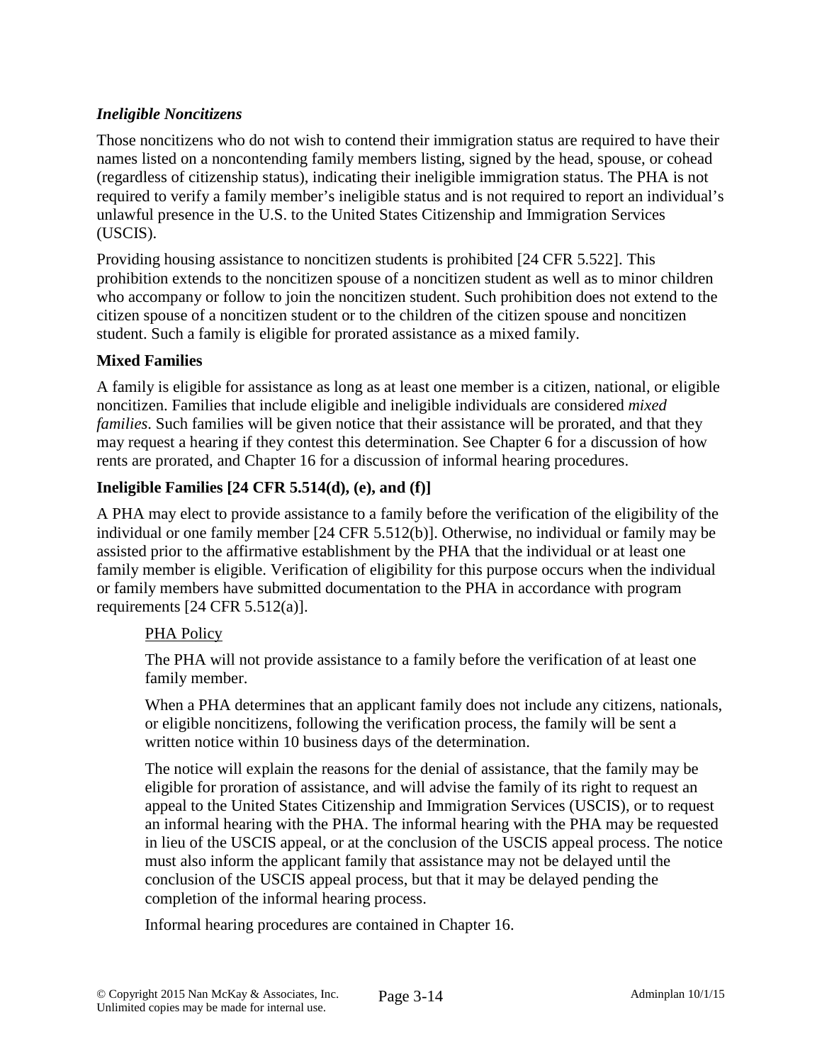### *Ineligible Noncitizens*

Those noncitizens who do not wish to contend their immigration status are required to have their names listed on a noncontending family members listing, signed by the head, spouse, or cohead (regardless of citizenship status), indicating their ineligible immigration status. The PHA is not required to verify a family member's ineligible status and is not required to report an individual's unlawful presence in the U.S. to the United States Citizenship and Immigration Services (USCIS).

Providing housing assistance to noncitizen students is prohibited [24 CFR 5.522]. This prohibition extends to the noncitizen spouse of a noncitizen student as well as to minor children who accompany or follow to join the noncitizen student. Such prohibition does not extend to the citizen spouse of a noncitizen student or to the children of the citizen spouse and noncitizen student. Such a family is eligible for prorated assistance as a mixed family.

### Mixed Families

A family is eligible for assistance as long as at least one member is a citizen, national, or eligible noncitizen. Families that include eligible and ineligible individuals are considered *mixed families*. Such families will be given notice that their assistance will be prorated, and that they may request a hearing if they contest this determination. See Chapter 6 for a discussion of how rents are prorated, and Chapter 16 for a discussion of informal hearing procedures.

### Ineligible Families [24 CFR 5.514(d), (e), and (f)]

A PHA may elect to provide assistance to a family before the verification of the eligibility of the individual or one family member [24 CFR 5.512(b)]. Otherwise, no individual or family may be assisted prior to the affirmative establishment by the PHA that the individual or at least one family member is eligible. Verification of eligibility for this purpose occurs when the individual or family members have submitted documentation to the PHA in accordance with program requirements [24 CFR 5.512(a)].

> PHA Policy
>
> The PHA will not provide assistance to a family before the verification of at least one family member.
>
> When a PHA determines that an applicant family does not include any citizens, nationals, or eligible noncitizens, following the verification process, the family will be sent a written notice within 10 business days of the determination.
>
> The notice will explain the reasons for the denial of assistance, that the family may be eligible for proration of assistance, and will advise the family of its right to request an appeal to the United States Citizenship and Immigration Services (USCIS), or to request an informal hearing with the PHA. The informal hearing with the PHA may be requested in lieu of the USCIS appeal, or at the conclusion of the USCIS appeal process. The notice must also inform the applicant family that assistance may not be delayed until the conclusion of the USCIS appeal process, but that it may be delayed pending the completion of the informal hearing process.
>
> Informal hearing procedures are contained in Chapter 16.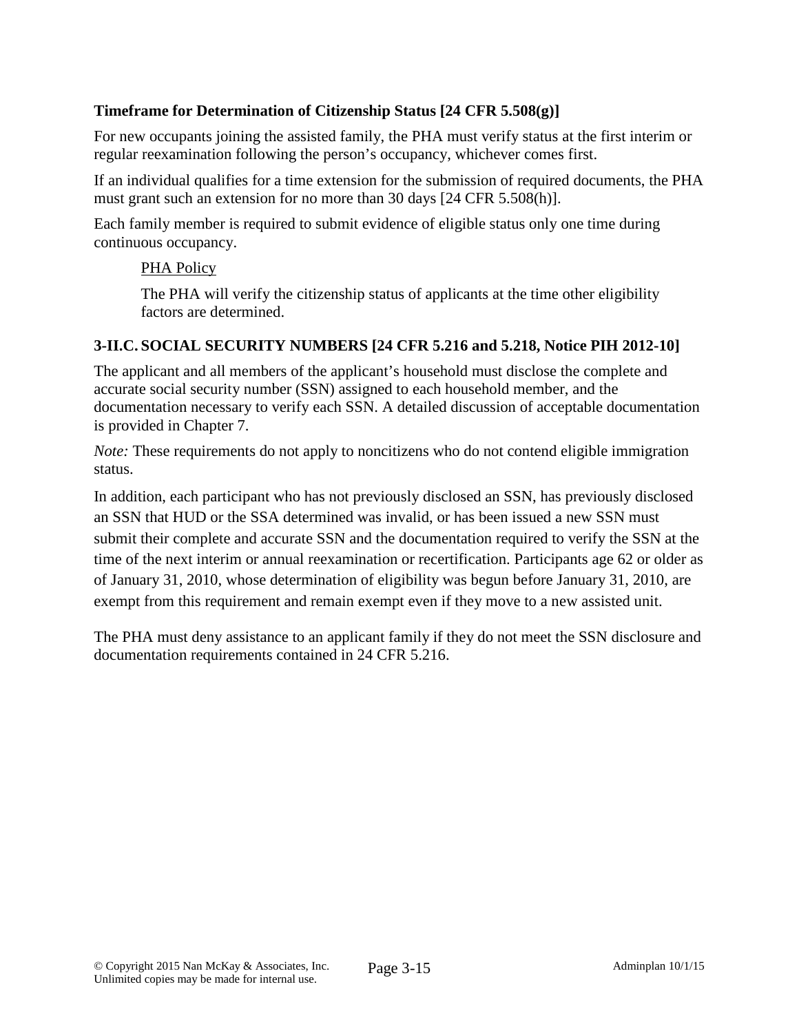**Timeframe for Determination of Citizenship Status [24 CFR 5.508(g)]**

For new occupants joining the assisted family, the PHA must verify status at the first interim or regular reexamination following the person's occupancy, whichever comes first.

If an individual qualifies for a time extension for the submission of required documents, the PHA must grant such an extension for no more than 30 days [24 CFR 5.508(h)].

Each family member is required to submit evidence of eligible status only one time during continuous occupancy.

> PHA Policy
>
> The PHA will verify the citizenship status of applicants at the time other eligibility factors are determined.

### 3-II.C. SOCIAL SECURITY NUMBERS [24 CFR 5.216 and 5.218, Notice PIH 2012-10]

The applicant and all members of the applicant's household must disclose the complete and accurate social security number (SSN) assigned to each household member, and the documentation necessary to verify each SSN. A detailed discussion of acceptable documentation is provided in Chapter 7.

*Note:* These requirements do not apply to noncitizens who do not contend eligible immigration status.

In addition, each participant who has not previously disclosed an SSN, has previously disclosed an SSN that HUD or the SSA determined was invalid, or has been issued a new SSN must submit their complete and accurate SSN and the documentation required to verify the SSN at the time of the next interim or annual reexamination or recertification. Participants age 62 or older as of January 31, 2010, whose determination of eligibility was begun before January 31, 2010, are exempt from this requirement and remain exempt even if they move to a new assisted unit.

The PHA must deny assistance to an applicant family if they do not meet the SSN disclosure and documentation requirements contained in 24 CFR 5.216.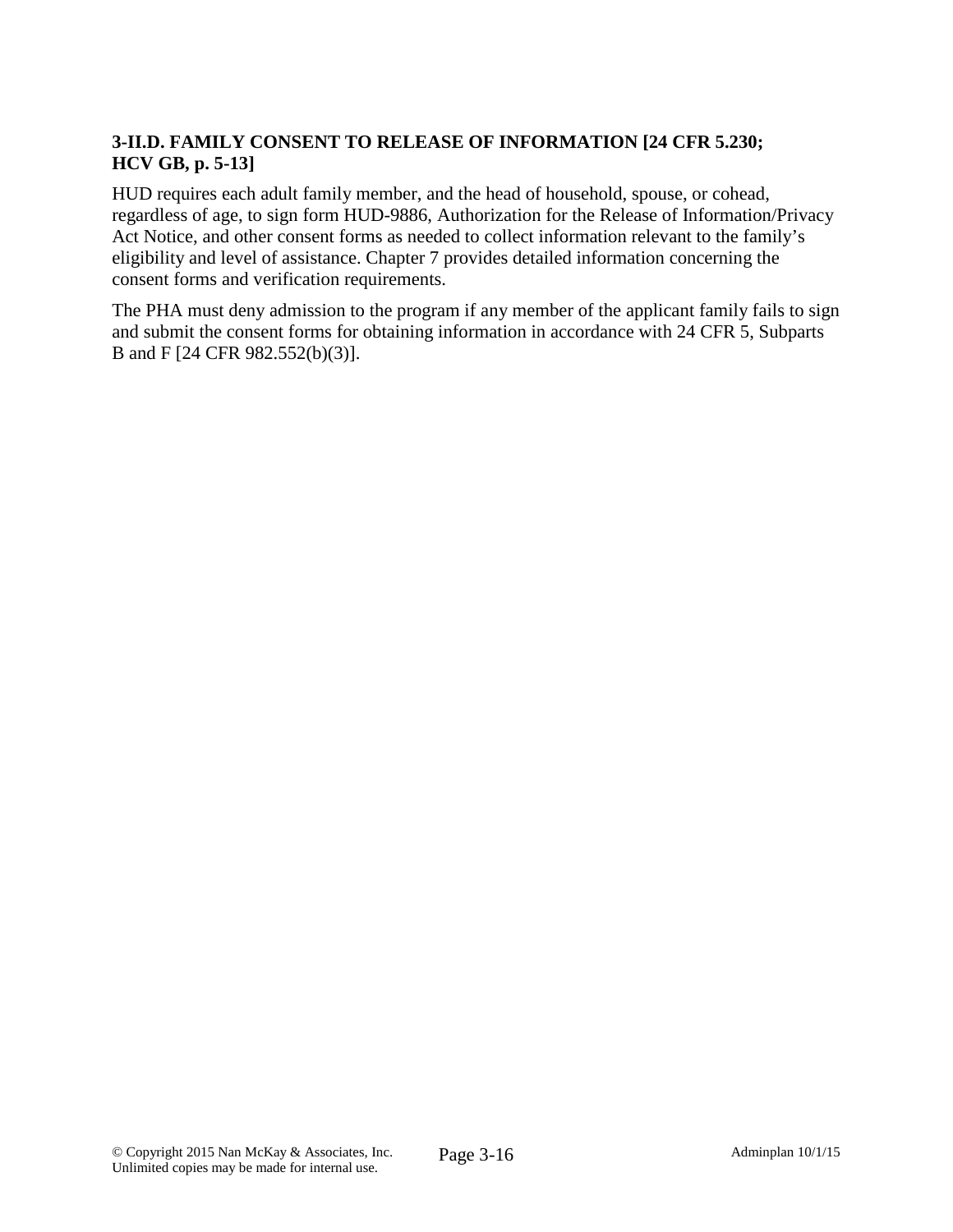### 3-II.D. FAMILY CONSENT TO RELEASE OF INFORMATION [24 CFR 5.230; HCV GB, p. 5-13]

HUD requires each adult family member, and the head of household, spouse, or cohead, regardless of age, to sign form HUD-9886, Authorization for the Release of Information/Privacy Act Notice, and other consent forms as needed to collect information relevant to the family's eligibility and level of assistance. Chapter 7 provides detailed information concerning the consent forms and verification requirements.

The PHA must deny admission to the program if any member of the applicant family fails to sign and submit the consent forms for obtaining information in accordance with 24 CFR 5, Subparts B and F [24 CFR 982.552(b)(3)].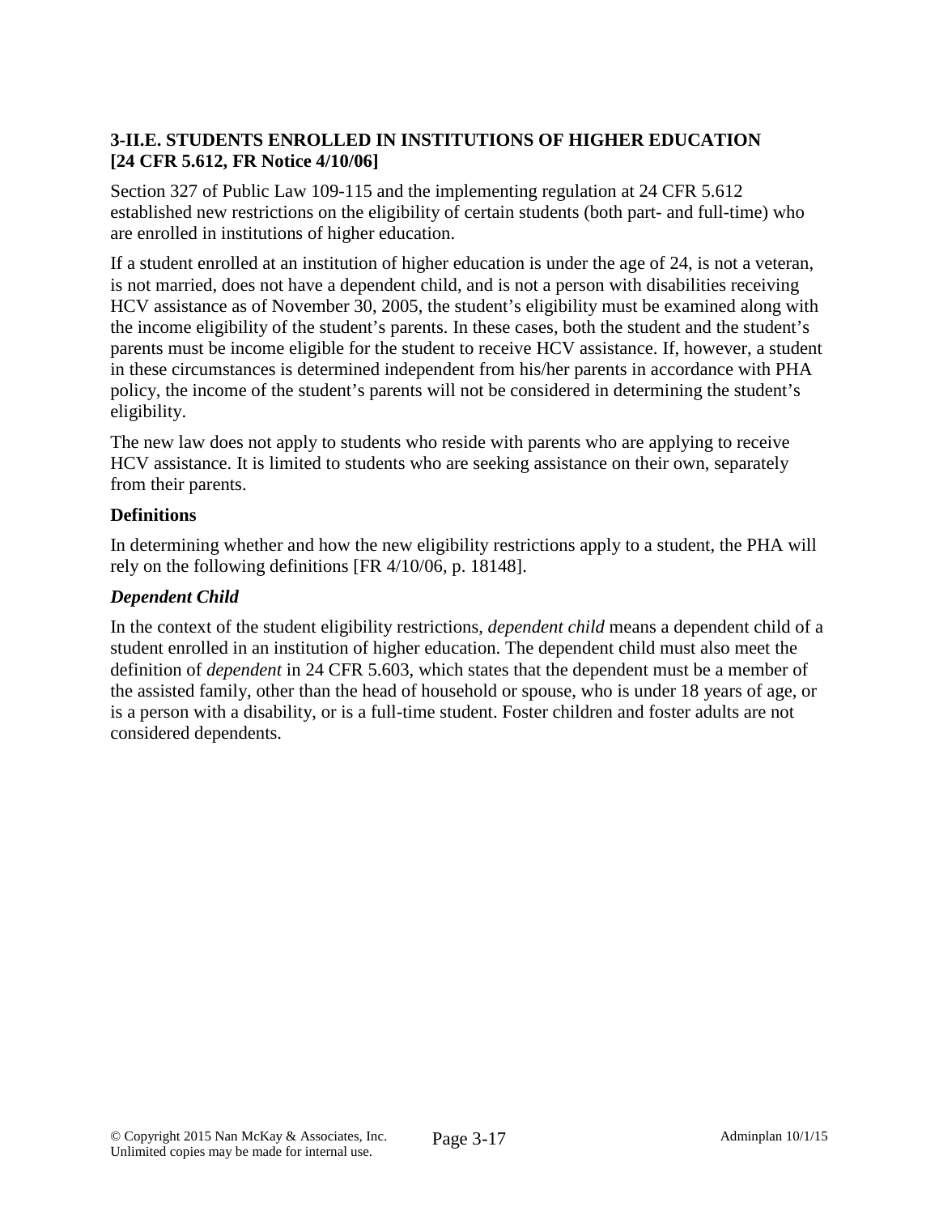**3-II.E. STUDENTS ENROLLED IN INSTITUTIONS OF HIGHER EDUCATION [24 CFR 5.612, FR Notice 4/10/06]**

Section 327 of Public Law 109-115 and the implementing regulation at 24 CFR 5.612 established new restrictions on the eligibility of certain students (both part- and full-time) who are enrolled in institutions of higher education.

If a student enrolled at an institution of higher education is under the age of 24, is not a veteran, is not married, does not have a dependent child, and is not a person with disabilities receiving HCV assistance as of November 30, 2005, the student's eligibility must be examined along with the income eligibility of the student's parents. In these cases, both the student and the student's parents must be income eligible for the student to receive HCV assistance. If, however, a student in these circumstances is determined independent from his/her parents in accordance with PHA policy, the income of the student's parents will not be considered in determining the student's eligibility.

The new law does not apply to students who reside with parents who are applying to receive HCV assistance. It is limited to students who are seeking assistance on their own, separately from their parents.

**Definitions**

In determining whether and how the new eligibility restrictions apply to a student, the PHA will rely on the following definitions [FR 4/10/06, p. 18148].

***Dependent Child***

In the context of the student eligibility restrictions, *dependent child* means a dependent child of a student enrolled in an institution of higher education. The dependent child must also meet the definition of *dependent* in 24 CFR 5.603, which states that the dependent must be a member of the assisted family, other than the head of household or spouse, who is under 18 years of age, or is a person with a disability, or is a full-time student. Foster children and foster adults are not considered dependents.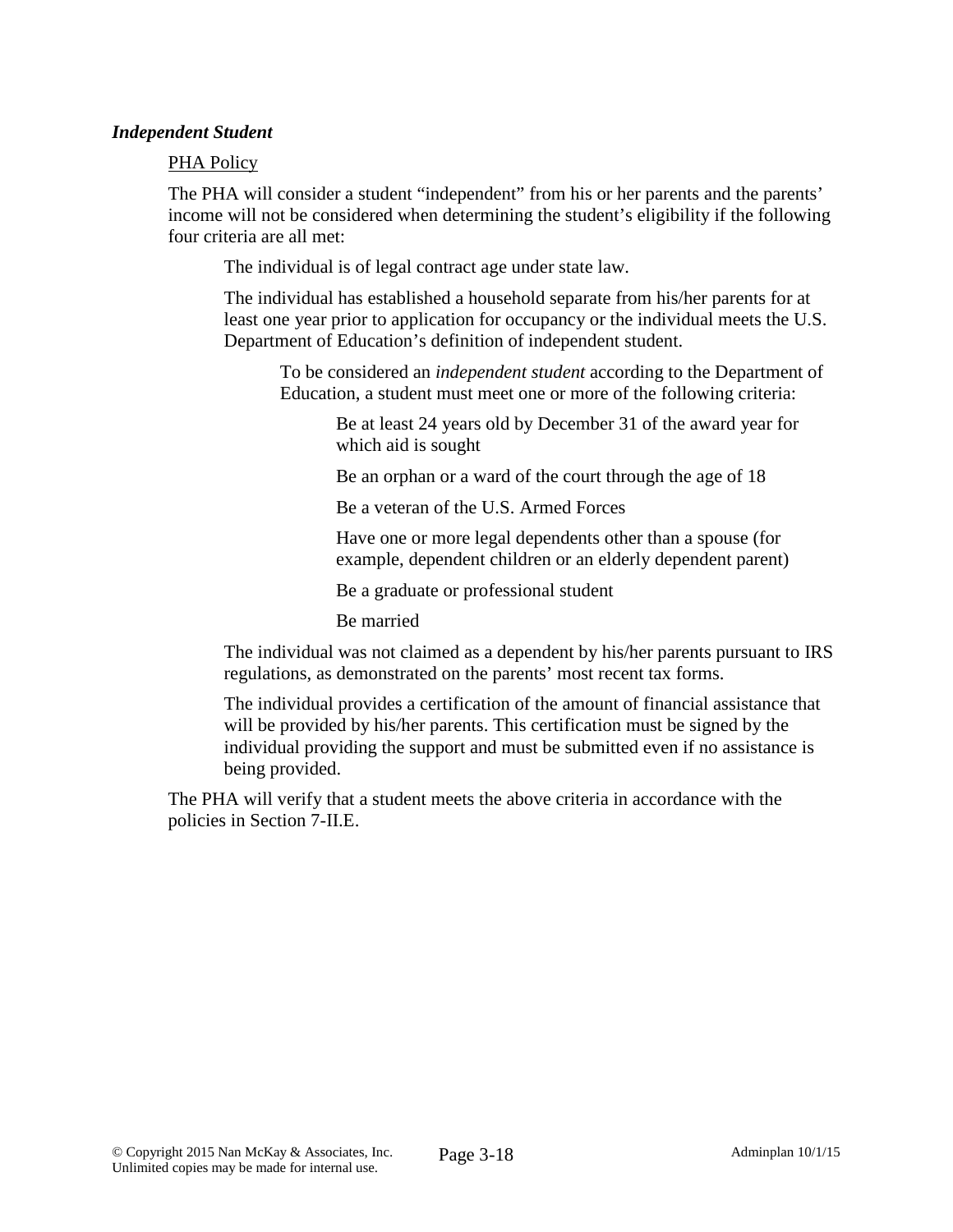***Independent Student***

PHA Policy

The PHA will consider a student "independent" from his or her parents and the parents' income will not be considered when determining the student's eligibility if the following four criteria are all met:

The individual is of legal contract age under state law.

The individual has established a household separate from his/her parents for at least one year prior to application for occupancy or the individual meets the U.S. Department of Education's definition of independent student.

To be considered an *independent student* according to the Department of Education, a student must meet one or more of the following criteria:

Be at least 24 years old by December 31 of the award year for which aid is sought

Be an orphan or a ward of the court through the age of 18

Be a veteran of the U.S. Armed Forces

Have one or more legal dependents other than a spouse (for example, dependent children or an elderly dependent parent)

Be a graduate or professional student

Be married

The individual was not claimed as a dependent by his/her parents pursuant to IRS regulations, as demonstrated on the parents' most recent tax forms.

The individual provides a certification of the amount of financial assistance that will be provided by his/her parents. This certification must be signed by the individual providing the support and must be submitted even if no assistance is being provided.

The PHA will verify that a student meets the above criteria in accordance with the policies in Section 7-II.E.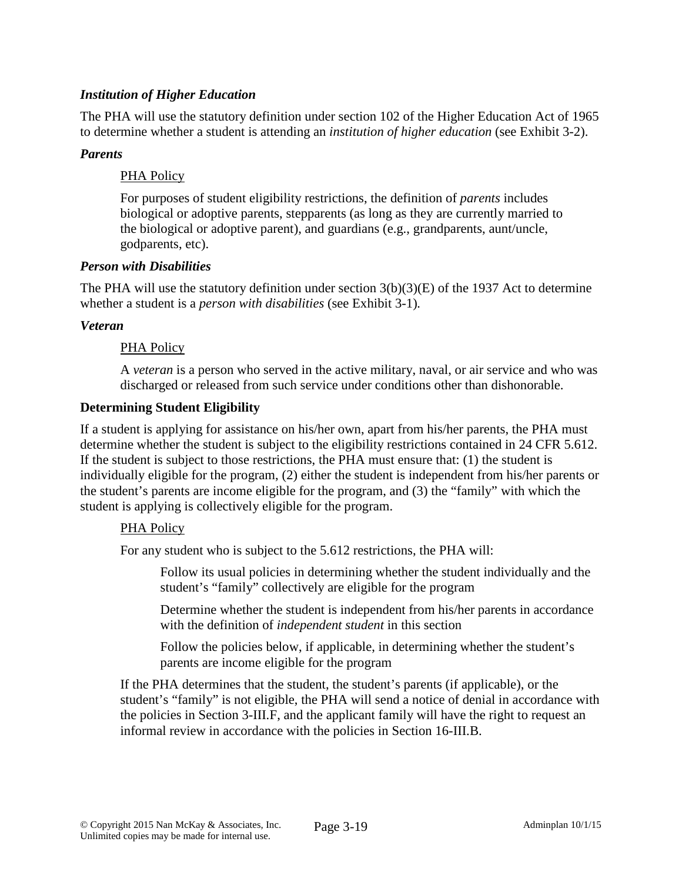### *Institution of Higher Education*

The PHA will use the statutory definition under section 102 of the Higher Education Act of 1965 to determine whether a student is attending an *institution of higher education* (see Exhibit 3-2).

### *Parents*

PHA Policy

For purposes of student eligibility restrictions, the definition of *parents* includes biological or adoptive parents, stepparents (as long as they are currently married to the biological or adoptive parent), and guardians (e.g., grandparents, aunt/uncle, godparents, etc).

### *Person with Disabilities*

The PHA will use the statutory definition under section 3(b)(3)(E) of the 1937 Act to determine whether a student is a *person with disabilities* (see Exhibit 3-1).

### *Veteran*

PHA Policy

A *veteran* is a person who served in the active military, naval, or air service and who was discharged or released from such service under conditions other than dishonorable.

## Determining Student Eligibility

If a student is applying for assistance on his/her own, apart from his/her parents, the PHA must determine whether the student is subject to the eligibility restrictions contained in 24 CFR 5.612. If the student is subject to those restrictions, the PHA must ensure that: (1) the student is individually eligible for the program, (2) either the student is independent from his/her parents or the student's parents are income eligible for the program, and (3) the "family" with which the student is applying is collectively eligible for the program.

PHA Policy

For any student who is subject to the 5.612 restrictions, the PHA will:

Follow its usual policies in determining whether the student individually and the student's "family" collectively are eligible for the program

Determine whether the student is independent from his/her parents in accordance with the definition of *independent student* in this section

Follow the policies below, if applicable, in determining whether the student's parents are income eligible for the program

If the PHA determines that the student, the student's parents (if applicable), or the student's "family" is not eligible, the PHA will send a notice of denial in accordance with the policies in Section 3-III.F, and the applicant family will have the right to request an informal review in accordance with the policies in Section 16-III.B.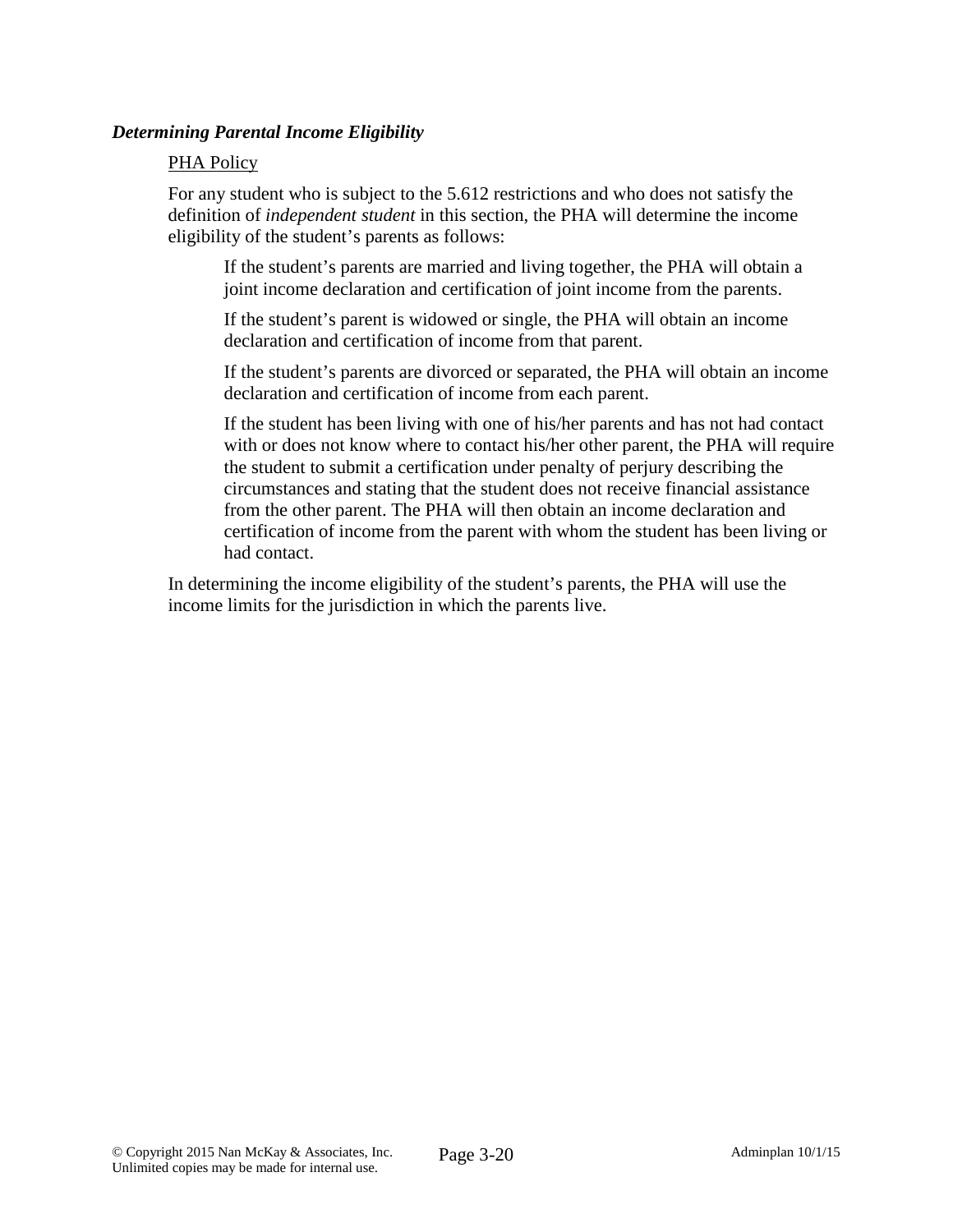### *Determining Parental Income Eligibility*

PHA Policy

For any student who is subject to the 5.612 restrictions and who does not satisfy the definition of *independent student* in this section, the PHA will determine the income eligibility of the student's parents as follows:

If the student's parents are married and living together, the PHA will obtain a joint income declaration and certification of joint income from the parents.

If the student's parent is widowed or single, the PHA will obtain an income declaration and certification of income from that parent.

If the student's parents are divorced or separated, the PHA will obtain an income declaration and certification of income from each parent.

If the student has been living with one of his/her parents and has not had contact with or does not know where to contact his/her other parent, the PHA will require the student to submit a certification under penalty of perjury describing the circumstances and stating that the student does not receive financial assistance from the other parent. The PHA will then obtain an income declaration and certification of income from the parent with whom the student has been living or had contact.

In determining the income eligibility of the student's parents, the PHA will use the income limits for the jurisdiction in which the parents live.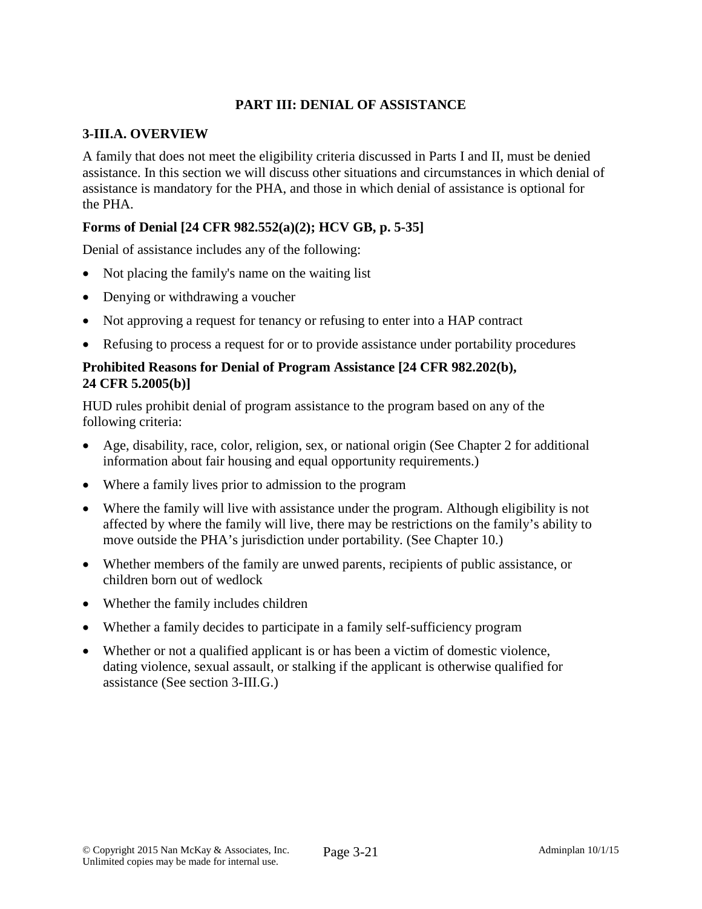# PART III: DENIAL OF ASSISTANCE

## 3-III.A. OVERVIEW

A family that does not meet the eligibility criteria discussed in Parts I and II, must be denied assistance. In this section we will discuss other situations and circumstances in which denial of assistance is mandatory for the PHA, and those in which denial of assistance is optional for the PHA.

### Forms of Denial [24 CFR 982.552(a)(2); HCV GB, p. 5-35]

Denial of assistance includes any of the following:

- Not placing the family's name on the waiting list
- Denying or withdrawing a voucher
- Not approving a request for tenancy or refusing to enter into a HAP contract
- Refusing to process a request for or to provide assistance under portability procedures

### Prohibited Reasons for Denial of Program Assistance [24 CFR 982.202(b), 24 CFR 5.2005(b)]

HUD rules prohibit denial of program assistance to the program based on any of the following criteria:

- Age, disability, race, color, religion, sex, or national origin (See Chapter 2 for additional information about fair housing and equal opportunity requirements.)
- Where a family lives prior to admission to the program
- Where the family will live with assistance under the program. Although eligibility is not affected by where the family will live, there may be restrictions on the family's ability to move outside the PHA's jurisdiction under portability. (See Chapter 10.)
- Whether members of the family are unwed parents, recipients of public assistance, or children born out of wedlock
- Whether the family includes children
- Whether a family decides to participate in a family self-sufficiency program
- Whether or not a qualified applicant is or has been a victim of domestic violence, dating violence, sexual assault, or stalking if the applicant is otherwise qualified for assistance (See section 3-III.G.)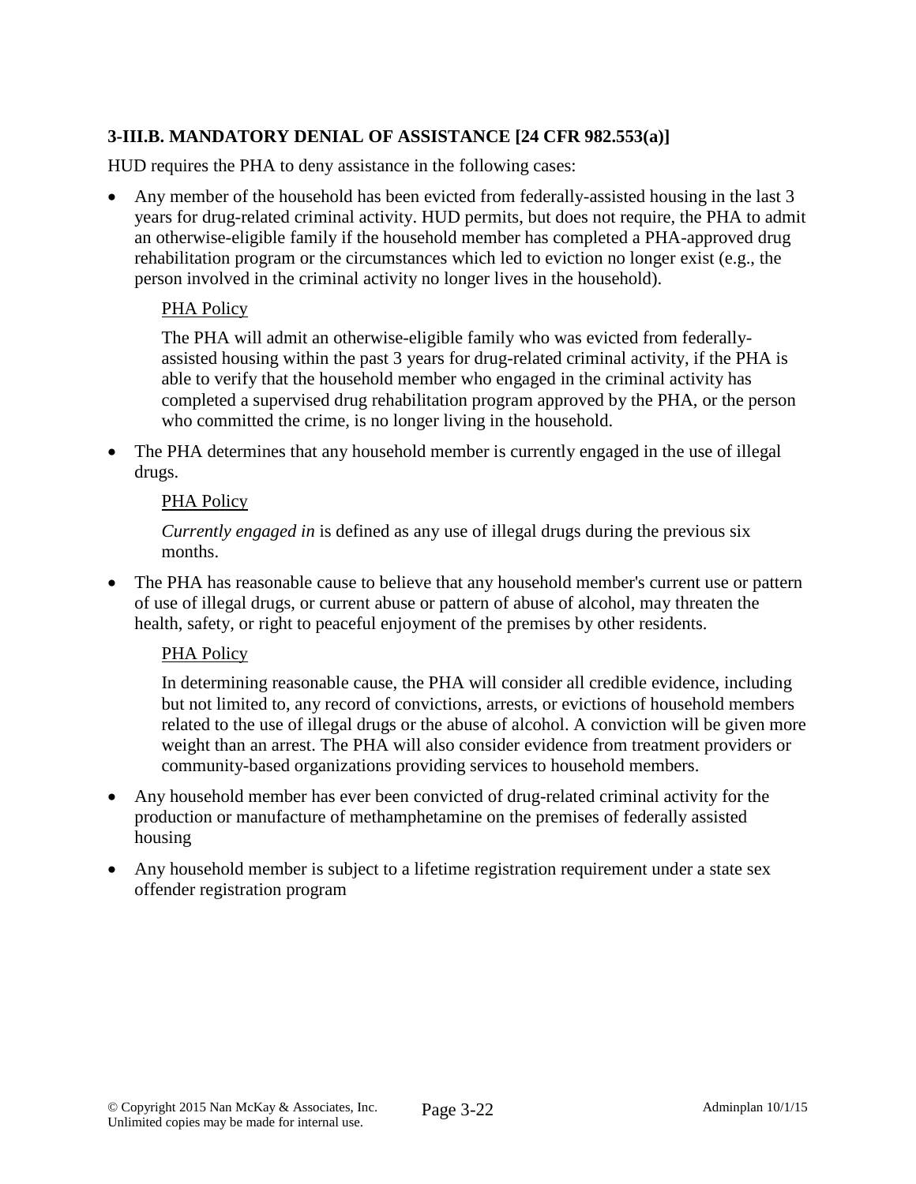### 3-III.B. MANDATORY DENIAL OF ASSISTANCE [24 CFR 982.553(a)]

HUD requires the PHA to deny assistance in the following cases:

- Any member of the household has been evicted from federally-assisted housing in the last 3 years for drug-related criminal activity. HUD permits, but does not require, the PHA to admit an otherwise-eligible family if the household member has completed a PHA-approved drug rehabilitation program or the circumstances which led to eviction no longer exist (e.g., the person involved in the criminal activity no longer lives in the household).

  <u>PHA Policy</u>

  The PHA will admit an otherwise-eligible family who was evicted from federally-assisted housing within the past 3 years for drug-related criminal activity, if the PHA is able to verify that the household member who engaged in the criminal activity has completed a supervised drug rehabilitation program approved by the PHA, or the person who committed the crime, is no longer living in the household.

- The PHA determines that any household member is currently engaged in the use of illegal drugs.

  <u>PHA Policy</u>

  *Currently engaged in* is defined as any use of illegal drugs during the previous six months.

- The PHA has reasonable cause to believe that any household member's current use or pattern of use of illegal drugs, or current abuse or pattern of abuse of alcohol, may threaten the health, safety, or right to peaceful enjoyment of the premises by other residents.

  <u>PHA Policy</u>

  In determining reasonable cause, the PHA will consider all credible evidence, including but not limited to, any record of convictions, arrests, or evictions of household members related to the use of illegal drugs or the abuse of alcohol. A conviction will be given more weight than an arrest. The PHA will also consider evidence from treatment providers or community-based organizations providing services to household members.

- Any household member has ever been convicted of drug-related criminal activity for the production or manufacture of methamphetamine on the premises of federally assisted housing

- Any household member is subject to a lifetime registration requirement under a state sex offender registration program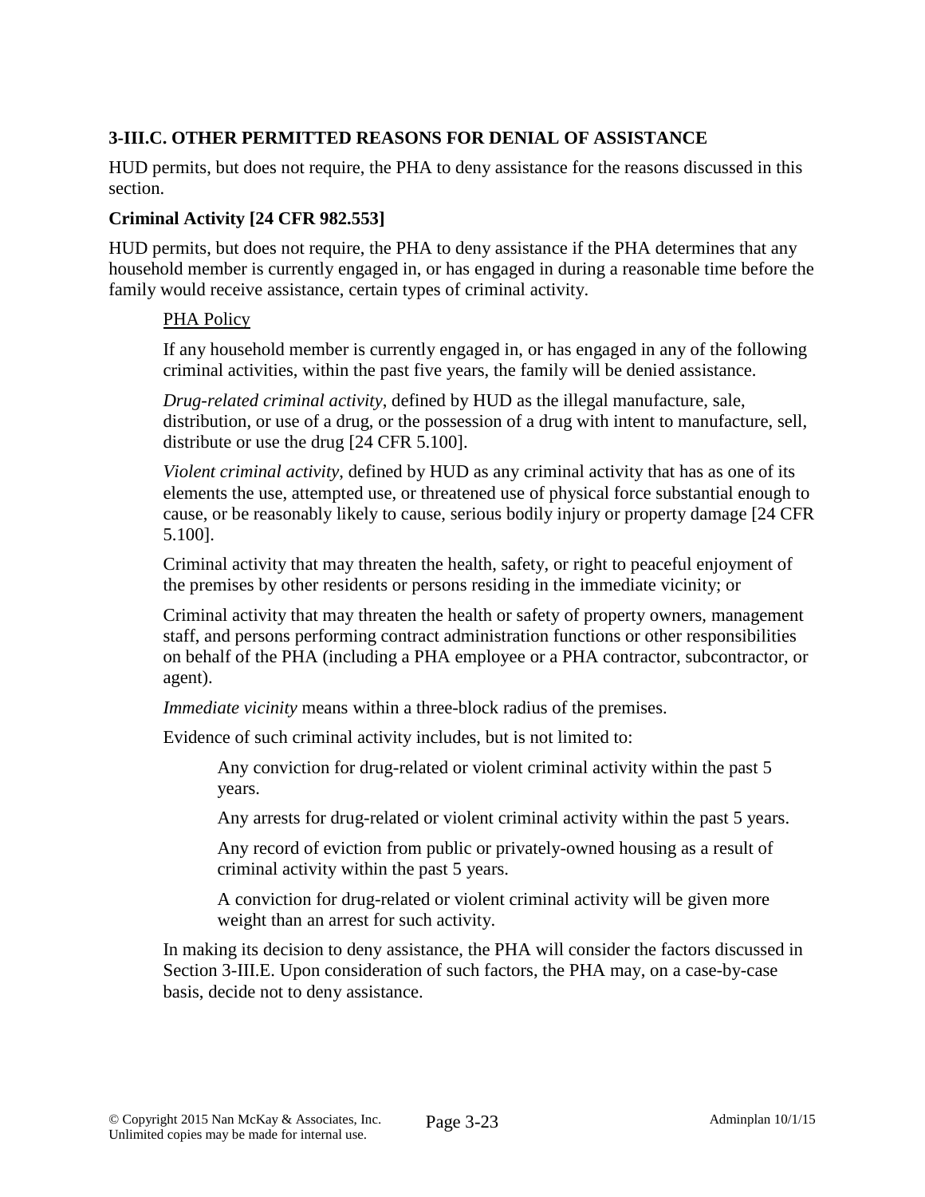### 3-III.C. OTHER PERMITTED REASONS FOR DENIAL OF ASSISTANCE

HUD permits, but does not require, the PHA to deny assistance for the reasons discussed in this section.

#### Criminal Activity [24 CFR 982.553]

HUD permits, but does not require, the PHA to deny assistance if the PHA determines that any household member is currently engaged in, or has engaged in during a reasonable time before the family would receive assistance, certain types of criminal activity.

PHA Policy

If any household member is currently engaged in, or has engaged in any of the following criminal activities, within the past five years, the family will be denied assistance.

*Drug-related criminal activity*, defined by HUD as the illegal manufacture, sale, distribution, or use of a drug, or the possession of a drug with intent to manufacture, sell, distribute or use the drug [24 CFR 5.100].

*Violent criminal activity*, defined by HUD as any criminal activity that has as one of its elements the use, attempted use, or threatened use of physical force substantial enough to cause, or be reasonably likely to cause, serious bodily injury or property damage [24 CFR 5.100].

Criminal activity that may threaten the health, safety, or right to peaceful enjoyment of the premises by other residents or persons residing in the immediate vicinity; or

Criminal activity that may threaten the health or safety of property owners, management staff, and persons performing contract administration functions or other responsibilities on behalf of the PHA (including a PHA employee or a PHA contractor, subcontractor, or agent).

*Immediate vicinity* means within a three-block radius of the premises.

Evidence of such criminal activity includes, but is not limited to:

Any conviction for drug-related or violent criminal activity within the past 5 years.

Any arrests for drug-related or violent criminal activity within the past 5 years.

Any record of eviction from public or privately-owned housing as a result of criminal activity within the past 5 years.

A conviction for drug-related or violent criminal activity will be given more weight than an arrest for such activity.

In making its decision to deny assistance, the PHA will consider the factors discussed in Section 3-III.E. Upon consideration of such factors, the PHA may, on a case-by-case basis, decide not to deny assistance.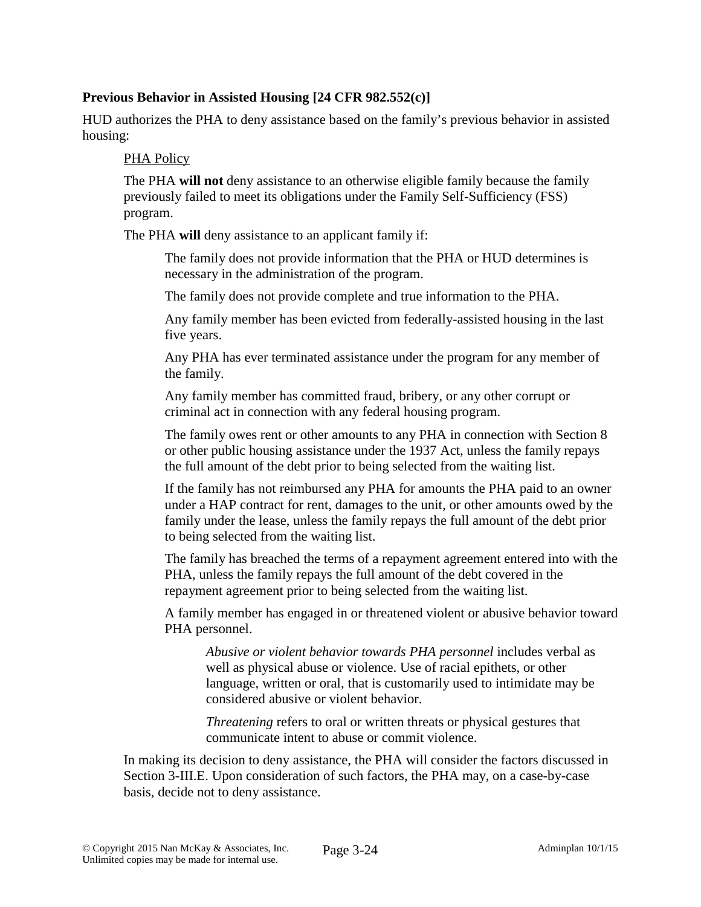**Previous Behavior in Assisted Housing [24 CFR 982.552(c)]**

HUD authorizes the PHA to deny assistance based on the family's previous behavior in assisted housing:

PHA Policy

The PHA **will not** deny assistance to an otherwise eligible family because the family previously failed to meet its obligations under the Family Self-Sufficiency (FSS) program.

The PHA **will** deny assistance to an applicant family if:

The family does not provide information that the PHA or HUD determines is necessary in the administration of the program.

The family does not provide complete and true information to the PHA.

Any family member has been evicted from federally-assisted housing in the last five years.

Any PHA has ever terminated assistance under the program for any member of the family.

Any family member has committed fraud, bribery, or any other corrupt or criminal act in connection with any federal housing program.

The family owes rent or other amounts to any PHA in connection with Section 8 or other public housing assistance under the 1937 Act, unless the family repays the full amount of the debt prior to being selected from the waiting list.

If the family has not reimbursed any PHA for amounts the PHA paid to an owner under a HAP contract for rent, damages to the unit, or other amounts owed by the family under the lease, unless the family repays the full amount of the debt prior to being selected from the waiting list.

The family has breached the terms of a repayment agreement entered into with the PHA, unless the family repays the full amount of the debt covered in the repayment agreement prior to being selected from the waiting list.

A family member has engaged in or threatened violent or abusive behavior toward PHA personnel.

*Abusive or violent behavior towards PHA personnel* includes verbal as well as physical abuse or violence. Use of racial epithets, or other language, written or oral, that is customarily used to intimidate may be considered abusive or violent behavior.

*Threatening* refers to oral or written threats or physical gestures that communicate intent to abuse or commit violence.

In making its decision to deny assistance, the PHA will consider the factors discussed in Section 3-III.E. Upon consideration of such factors, the PHA may, on a case-by-case basis, decide not to deny assistance.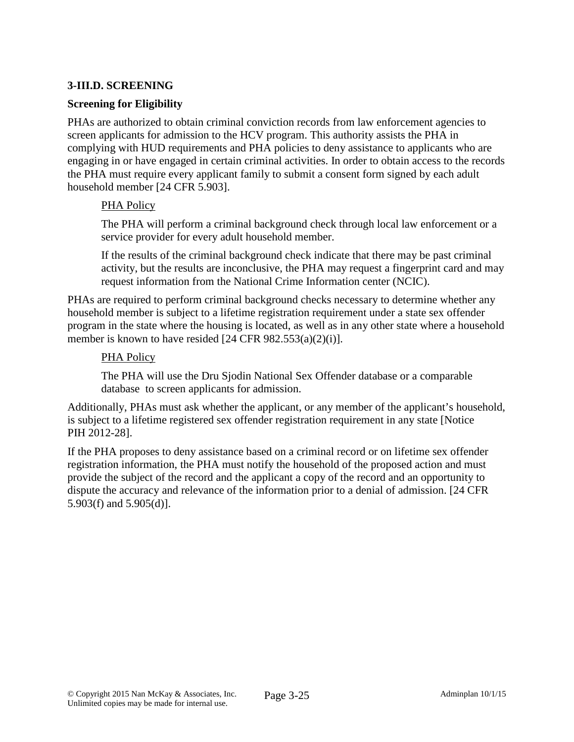### 3-III.D. SCREENING

**Screening for Eligibility**

PHAs are authorized to obtain criminal conviction records from law enforcement agencies to screen applicants for admission to the HCV program. This authority assists the PHA in complying with HUD requirements and PHA policies to deny assistance to applicants who are engaging in or have engaged in certain criminal activities. In order to obtain access to the records the PHA must require every applicant family to submit a consent form signed by each adult household member [24 CFR 5.903].

> PHA Policy
>
> The PHA will perform a criminal background check through local law enforcement or a service provider for every adult household member.
>
> If the results of the criminal background check indicate that there may be past criminal activity, but the results are inconclusive, the PHA may request a fingerprint card and may request information from the National Crime Information center (NCIC).

PHAs are required to perform criminal background checks necessary to determine whether any household member is subject to a lifetime registration requirement under a state sex offender program in the state where the housing is located, as well as in any other state where a household member is known to have resided [24 CFR 982.553(a)(2)(i)].

> PHA Policy
>
> The PHA will use the Dru Sjodin National Sex Offender database or a comparable database to screen applicants for admission.

Additionally, PHAs must ask whether the applicant, or any member of the applicant's household, is subject to a lifetime registered sex offender registration requirement in any state [Notice PIH 2012-28].

If the PHA proposes to deny assistance based on a criminal record or on lifetime sex offender registration information, the PHA must notify the household of the proposed action and must provide the subject of the record and the applicant a copy of the record and an opportunity to dispute the accuracy and relevance of the information prior to a denial of admission. [24 CFR 5.903(f) and 5.905(d)].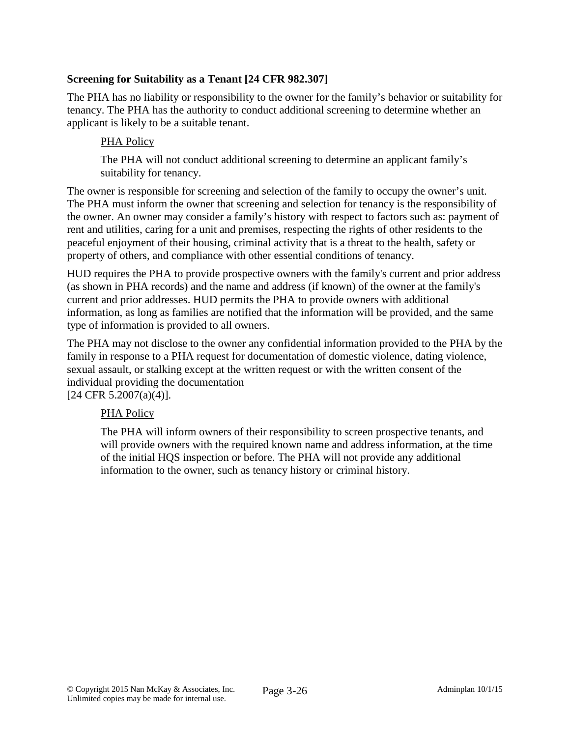**Screening for Suitability as a Tenant [24 CFR 982.307]**

The PHA has no liability or responsibility to the owner for the family's behavior or suitability for tenancy. The PHA has the authority to conduct additional screening to determine whether an applicant is likely to be a suitable tenant.

> PHA Policy
>
> The PHA will not conduct additional screening to determine an applicant family's suitability for tenancy.

The owner is responsible for screening and selection of the family to occupy the owner's unit. The PHA must inform the owner that screening and selection for tenancy is the responsibility of the owner. An owner may consider a family's history with respect to factors such as: payment of rent and utilities, caring for a unit and premises, respecting the rights of other residents to the peaceful enjoyment of their housing, criminal activity that is a threat to the health, safety or property of others, and compliance with other essential conditions of tenancy.

HUD requires the PHA to provide prospective owners with the family's current and prior address (as shown in PHA records) and the name and address (if known) of the owner at the family's current and prior addresses. HUD permits the PHA to provide owners with additional information, as long as families are notified that the information will be provided, and the same type of information is provided to all owners.

The PHA may not disclose to the owner any confidential information provided to the PHA by the family in response to a PHA request for documentation of domestic violence, dating violence, sexual assault, or stalking except at the written request or with the written consent of the individual providing the documentation
[24 CFR 5.2007(a)(4)].

> PHA Policy
>
> The PHA will inform owners of their responsibility to screen prospective tenants, and will provide owners with the required known name and address information, at the time of the initial HQS inspection or before. The PHA will not provide any additional information to the owner, such as tenancy history or criminal history.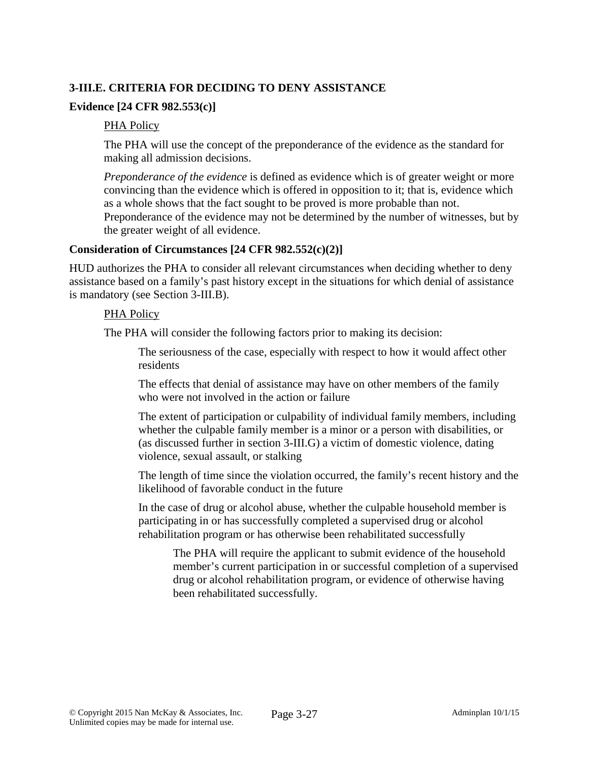## 3-III.E. CRITERIA FOR DECIDING TO DENY ASSISTANCE

### Evidence [24 CFR 982.553(c)]

PHA Policy

The PHA will use the concept of the preponderance of the evidence as the standard for making all admission decisions.

*Preponderance of the evidence* is defined as evidence which is of greater weight or more convincing than the evidence which is offered in opposition to it; that is, evidence which as a whole shows that the fact sought to be proved is more probable than not. Preponderance of the evidence may not be determined by the number of witnesses, but by the greater weight of all evidence.

### Consideration of Circumstances [24 CFR 982.552(c)(2)]

HUD authorizes the PHA to consider all relevant circumstances when deciding whether to deny assistance based on a family's past history except in the situations for which denial of assistance is mandatory (see Section 3-III.B).

PHA Policy

The PHA will consider the following factors prior to making its decision:

The seriousness of the case, especially with respect to how it would affect other residents

The effects that denial of assistance may have on other members of the family who were not involved in the action or failure

The extent of participation or culpability of individual family members, including whether the culpable family member is a minor or a person with disabilities, or (as discussed further in section 3-III.G) a victim of domestic violence, dating violence, sexual assault, or stalking

The length of time since the violation occurred, the family's recent history and the likelihood of favorable conduct in the future

In the case of drug or alcohol abuse, whether the culpable household member is participating in or has successfully completed a supervised drug or alcohol rehabilitation program or has otherwise been rehabilitated successfully

The PHA will require the applicant to submit evidence of the household member's current participation in or successful completion of a supervised drug or alcohol rehabilitation program, or evidence of otherwise having been rehabilitated successfully.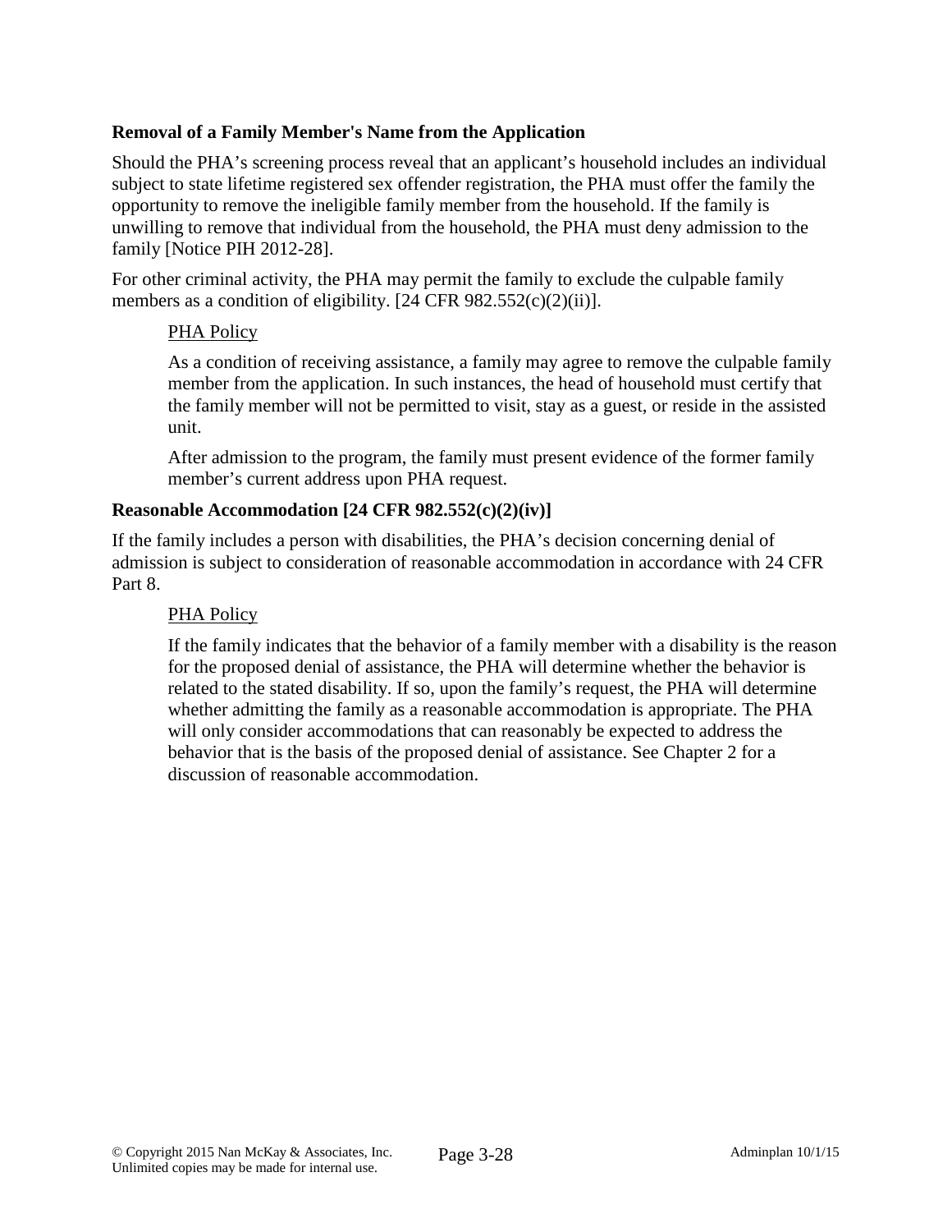**Removal of a Family Member's Name from the Application**

Should the PHA's screening process reveal that an applicant's household includes an individual subject to state lifetime registered sex offender registration, the PHA must offer the family the opportunity to remove the ineligible family member from the household. If the family is unwilling to remove that individual from the household, the PHA must deny admission to the family [Notice PIH 2012-28].

For other criminal activity, the PHA may permit the family to exclude the culpable family members as a condition of eligibility. [24 CFR 982.552(c)(2)(ii)].

> <u>PHA Policy</u>
>
> As a condition of receiving assistance, a family may agree to remove the culpable family member from the application. In such instances, the head of household must certify that the family member will not be permitted to visit, stay as a guest, or reside in the assisted unit.
>
> After admission to the program, the family must present evidence of the former family member's current address upon PHA request.

**Reasonable Accommodation [24 CFR 982.552(c)(2)(iv)]**

If the family includes a person with disabilities, the PHA's decision concerning denial of admission is subject to consideration of reasonable accommodation in accordance with 24 CFR Part 8.

> <u>PHA Policy</u>
>
> If the family indicates that the behavior of a family member with a disability is the reason for the proposed denial of assistance, the PHA will determine whether the behavior is related to the stated disability. If so, upon the family's request, the PHA will determine whether admitting the family as a reasonable accommodation is appropriate. The PHA will only consider accommodations that can reasonably be expected to address the behavior that is the basis of the proposed denial of assistance. See Chapter 2 for a discussion of reasonable accommodation.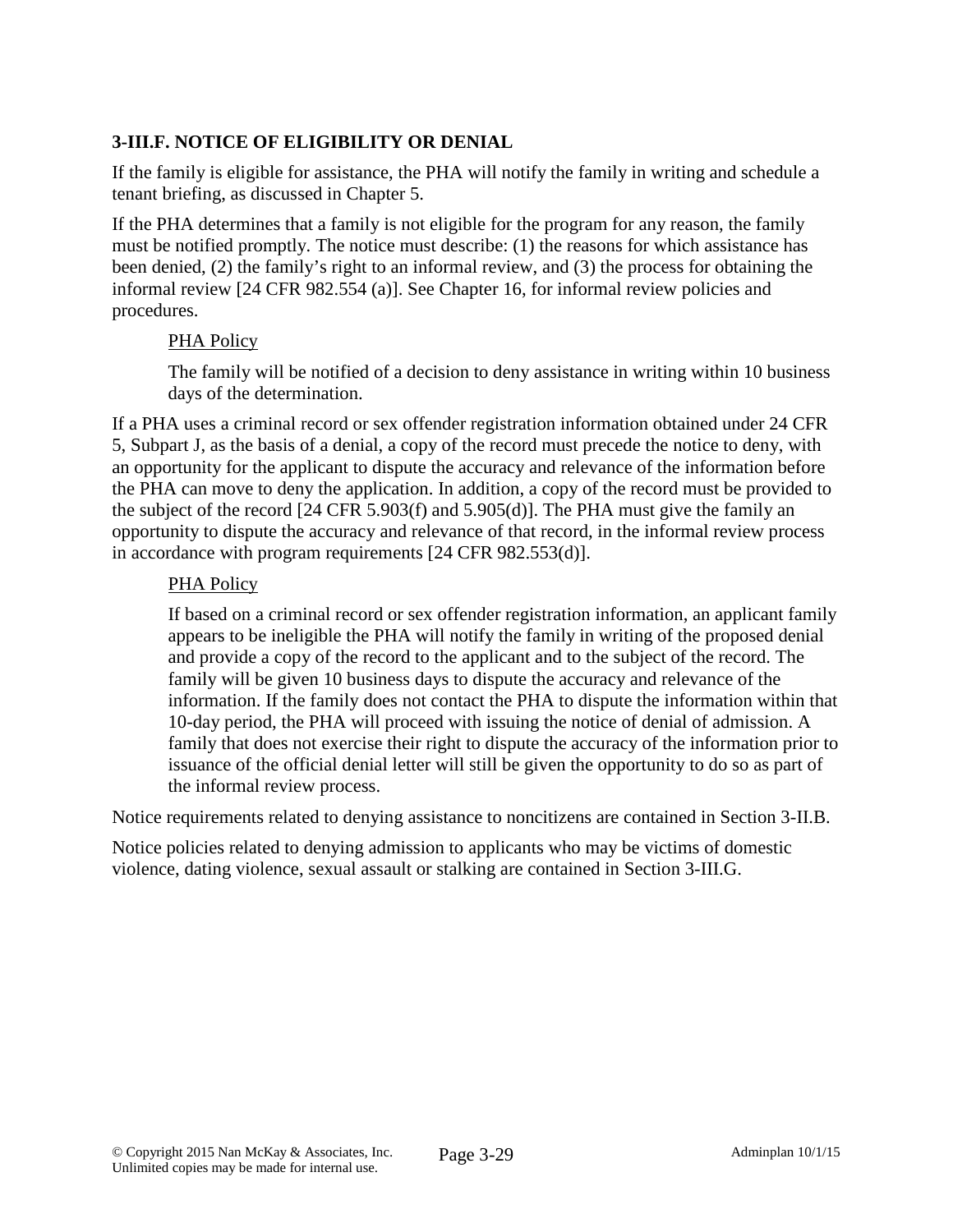### 3-III.F. NOTICE OF ELIGIBILITY OR DENIAL

If the family is eligible for assistance, the PHA will notify the family in writing and schedule a tenant briefing, as discussed in Chapter 5.

If the PHA determines that a family is not eligible for the program for any reason, the family must be notified promptly. The notice must describe: (1) the reasons for which assistance has been denied, (2) the family's right to an informal review, and (3) the process for obtaining the informal review [24 CFR 982.554 (a)]. See Chapter 16, for informal review policies and procedures.

> PHA Policy
>
> The family will be notified of a decision to deny assistance in writing within 10 business days of the determination.

If a PHA uses a criminal record or sex offender registration information obtained under 24 CFR 5, Subpart J, as the basis of a denial, a copy of the record must precede the notice to deny, with an opportunity for the applicant to dispute the accuracy and relevance of the information before the PHA can move to deny the application. In addition, a copy of the record must be provided to the subject of the record [24 CFR 5.903(f) and 5.905(d)]. The PHA must give the family an opportunity to dispute the accuracy and relevance of that record, in the informal review process in accordance with program requirements [24 CFR 982.553(d)].

> PHA Policy
>
> If based on a criminal record or sex offender registration information, an applicant family appears to be ineligible the PHA will notify the family in writing of the proposed denial and provide a copy of the record to the applicant and to the subject of the record. The family will be given 10 business days to dispute the accuracy and relevance of the information. If the family does not contact the PHA to dispute the information within that 10-day period, the PHA will proceed with issuing the notice of denial of admission. A family that does not exercise their right to dispute the accuracy of the information prior to issuance of the official denial letter will still be given the opportunity to do so as part of the informal review process.

Notice requirements related to denying assistance to noncitizens are contained in Section 3-II.B.

Notice policies related to denying admission to applicants who may be victims of domestic violence, dating violence, sexual assault or stalking are contained in Section 3-III.G.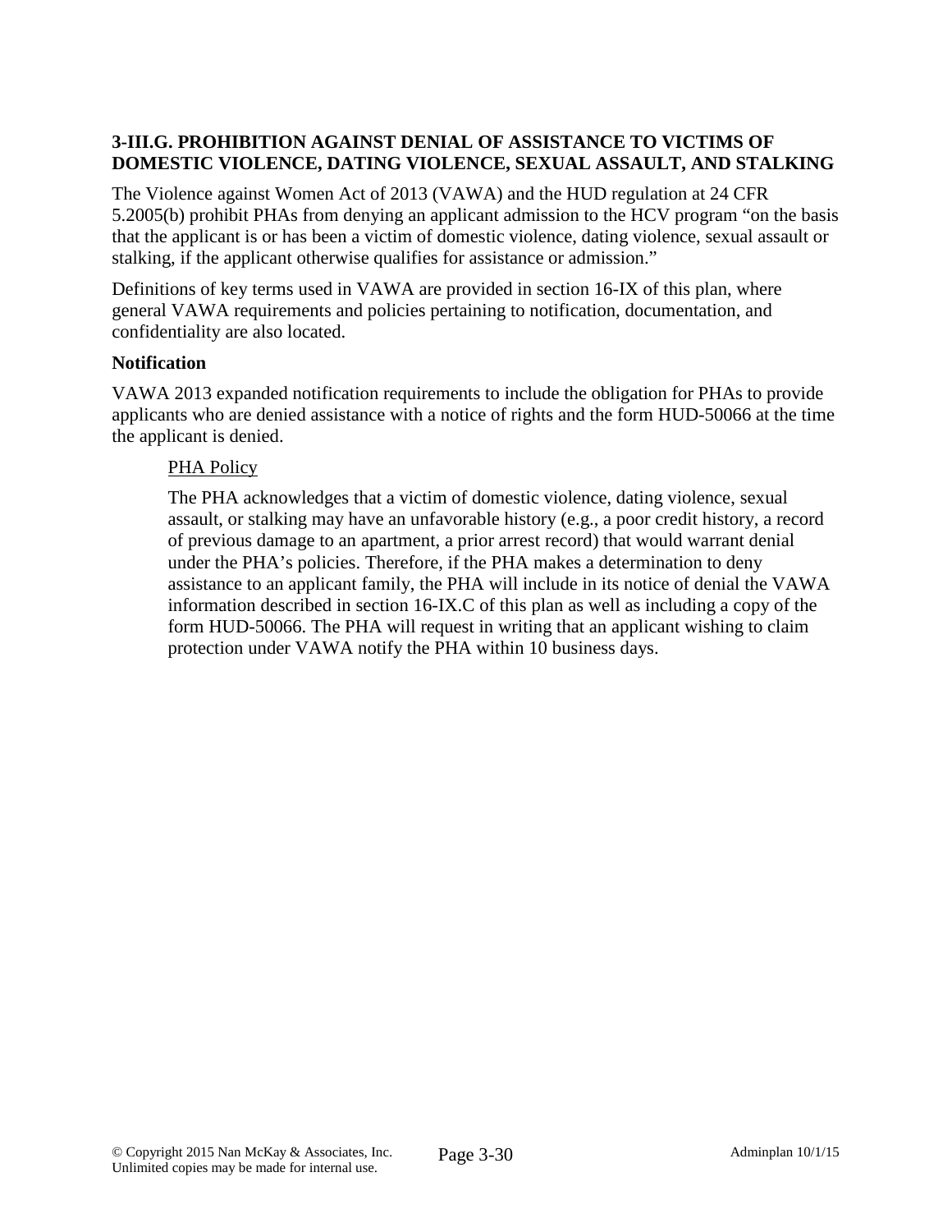### 3-III.G. PROHIBITION AGAINST DENIAL OF ASSISTANCE TO VICTIMS OF DOMESTIC VIOLENCE, DATING VIOLENCE, SEXUAL ASSAULT, AND STALKING

The Violence against Women Act of 2013 (VAWA) and the HUD regulation at 24 CFR 5.2005(b) prohibit PHAs from denying an applicant admission to the HCV program "on the basis that the applicant is or has been a victim of domestic violence, dating violence, sexual assault or stalking, if the applicant otherwise qualifies for assistance or admission."

Definitions of key terms used in VAWA are provided in section 16-IX of this plan, where general VAWA requirements and policies pertaining to notification, documentation, and confidentiality are also located.

#### Notification

VAWA 2013 expanded notification requirements to include the obligation for PHAs to provide applicants who are denied assistance with a notice of rights and the form HUD-50066 at the time the applicant is denied.

> PHA Policy
>
> The PHA acknowledges that a victim of domestic violence, dating violence, sexual assault, or stalking may have an unfavorable history (e.g., a poor credit history, a record of previous damage to an apartment, a prior arrest record) that would warrant denial under the PHA's policies. Therefore, if the PHA makes a determination to deny assistance to an applicant family, the PHA will include in its notice of denial the VAWA information described in section 16-IX.C of this plan as well as including a copy of the form HUD-50066. The PHA will request in writing that an applicant wishing to claim protection under VAWA notify the PHA within 10 business days.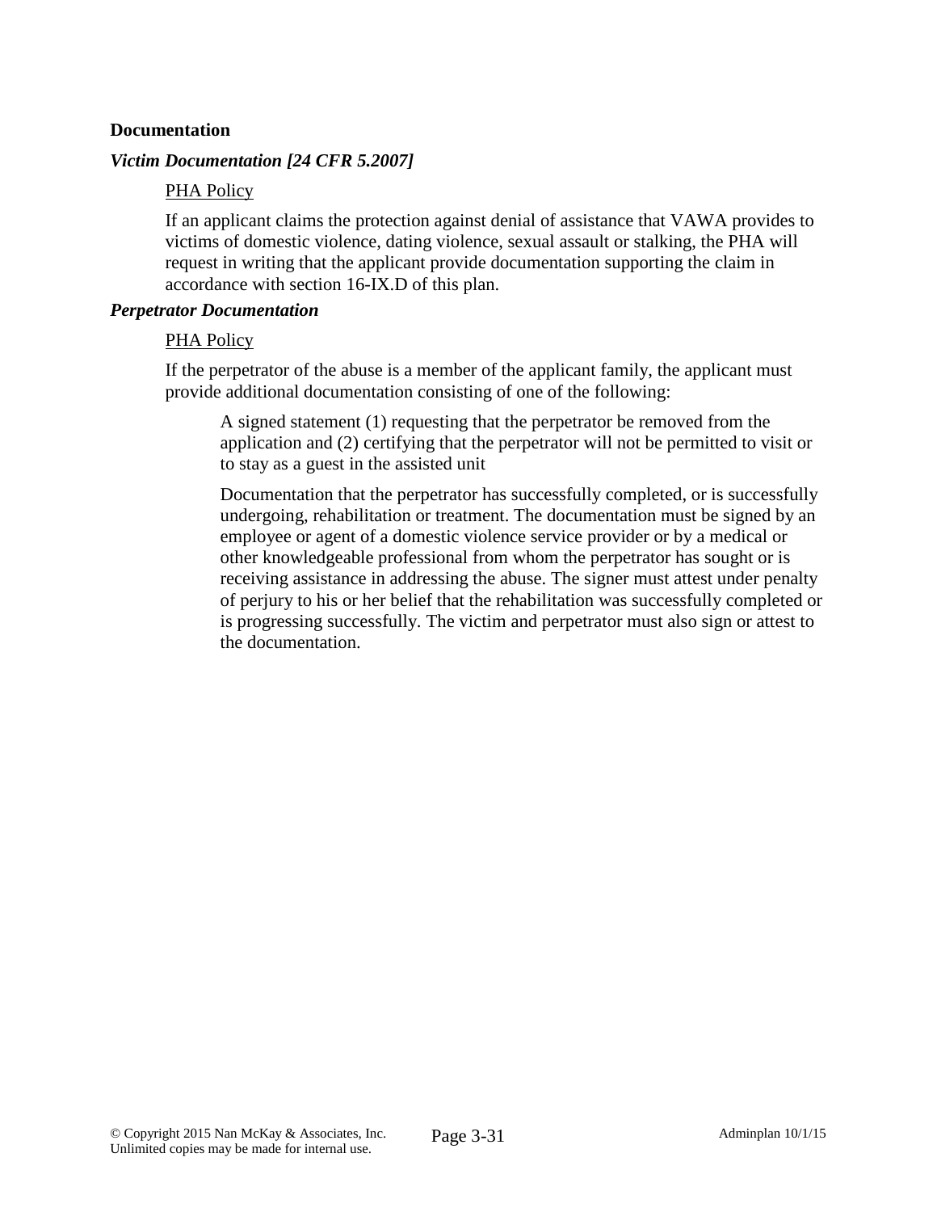**Documentation**

***Victim Documentation [24 CFR 5.2007]***

PHA Policy

If an applicant claims the protection against denial of assistance that VAWA provides to victims of domestic violence, dating violence, sexual assault or stalking, the PHA will request in writing that the applicant provide documentation supporting the claim in accordance with section 16-IX.D of this plan.

***Perpetrator Documentation***

PHA Policy

If the perpetrator of the abuse is a member of the applicant family, the applicant must provide additional documentation consisting of one of the following:

A signed statement (1) requesting that the perpetrator be removed from the application and (2) certifying that the perpetrator will not be permitted to visit or to stay as a guest in the assisted unit

Documentation that the perpetrator has successfully completed, or is successfully undergoing, rehabilitation or treatment. The documentation must be signed by an employee or agent of a domestic violence service provider or by a medical or other knowledgeable professional from whom the perpetrator has sought or is receiving assistance in addressing the abuse. The signer must attest under penalty of perjury to his or her belief that the rehabilitation was successfully completed or is progressing successfully. The victim and perpetrator must also sign or attest to the documentation.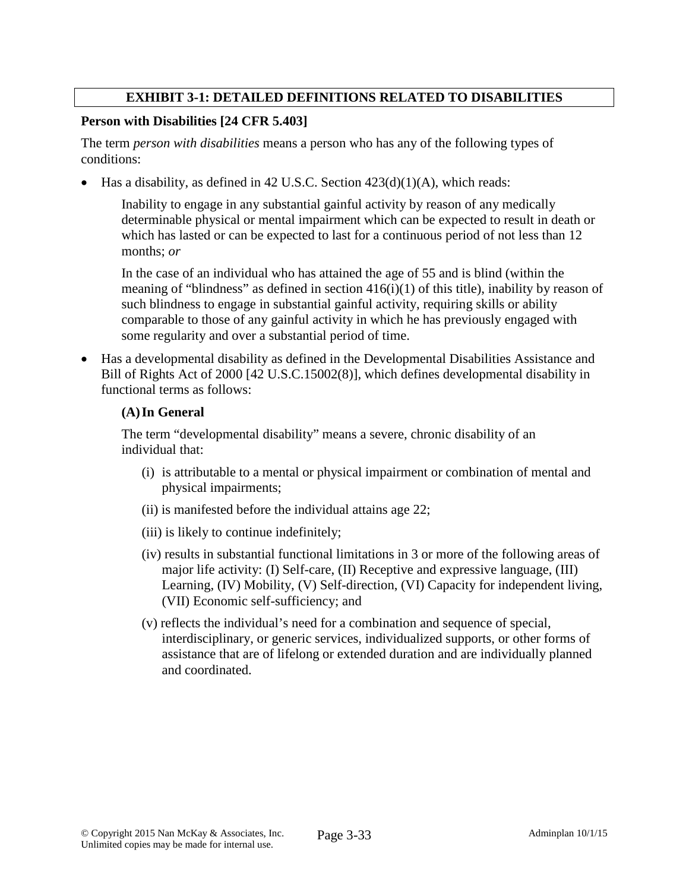## EXHIBIT 3-1: DETAILED DEFINITIONS RELATED TO DISABILITIES

**Person with Disabilities [24 CFR 5.403]**

The term *person with disabilities* means a person who has any of the following types of conditions:

- Has a disability, as defined in 42 U.S.C. Section 423(d)(1)(A), which reads:

  Inability to engage in any substantial gainful activity by reason of any medically determinable physical or mental impairment which can be expected to result in death or which has lasted or can be expected to last for a continuous period of not less than 12 months; *or*

  In the case of an individual who has attained the age of 55 and is blind (within the meaning of "blindness" as defined in section 416(i)(1) of this title), inability by reason of such blindness to engage in substantial gainful activity, requiring skills or ability comparable to those of any gainful activity in which he has previously engaged with some regularity and over a substantial period of time.

- Has a developmental disability as defined in the Developmental Disabilities Assistance and Bill of Rights Act of 2000 [42 U.S.C.15002(8)], which defines developmental disability in functional terms as follows:

  **(A) In General**

  The term "developmental disability" means a severe, chronic disability of an individual that:

  (i) is attributable to a mental or physical impairment or combination of mental and physical impairments;

  (ii) is manifested before the individual attains age 22;

  (iii) is likely to continue indefinitely;

  (iv) results in substantial functional limitations in 3 or more of the following areas of major life activity: (I) Self-care, (II) Receptive and expressive language, (III) Learning, (IV) Mobility, (V) Self-direction, (VI) Capacity for independent living, (VII) Economic self-sufficiency; and

  (v) reflects the individual's need for a combination and sequence of special, interdisciplinary, or generic services, individualized supports, or other forms of assistance that are of lifelong or extended duration and are individually planned and coordinated.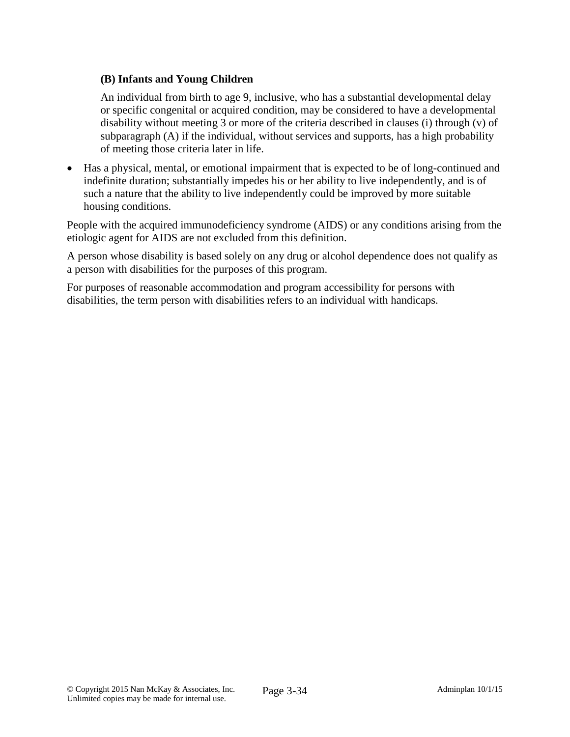**(B) Infants and Young Children**

An individual from birth to age 9, inclusive, who has a substantial developmental delay or specific congenital or acquired condition, may be considered to have a developmental disability without meeting 3 or more of the criteria described in clauses (i) through (v) of subparagraph (A) if the individual, without services and supports, has a high probability of meeting those criteria later in life.

- Has a physical, mental, or emotional impairment that is expected to be of long-continued and indefinite duration; substantially impedes his or her ability to live independently, and is of such a nature that the ability to live independently could be improved by more suitable housing conditions.

People with the acquired immunodeficiency syndrome (AIDS) or any conditions arising from the etiologic agent for AIDS are not excluded from this definition.

A person whose disability is based solely on any drug or alcohol dependence does not qualify as a person with disabilities for the purposes of this program.

For purposes of reasonable accommodation and program accessibility for persons with disabilities, the term person with disabilities refers to an individual with handicaps.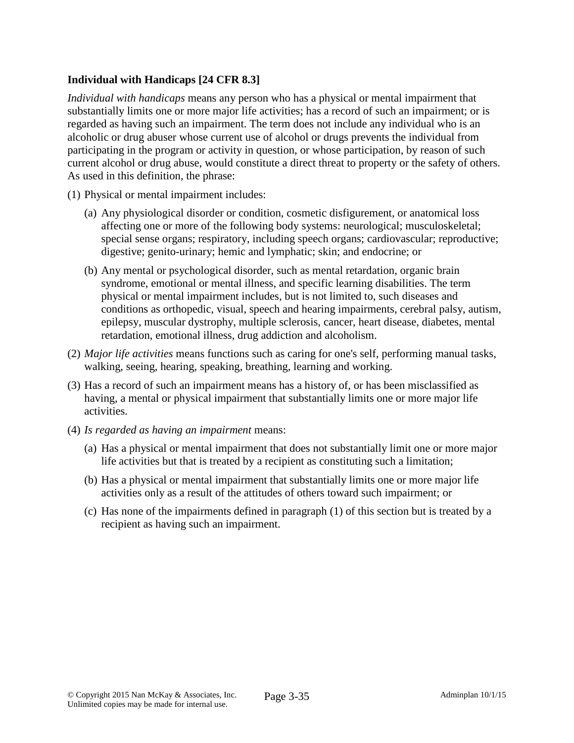**Individual with Handicaps [24 CFR 8.3]**

*Individual with handicaps* means any person who has a physical or mental impairment that substantially limits one or more major life activities; has a record of such an impairment; or is regarded as having such an impairment. The term does not include any individual who is an alcoholic or drug abuser whose current use of alcohol or drugs prevents the individual from participating in the program or activity in question, or whose participation, by reason of such current alcohol or drug abuse, would constitute a direct threat to property or the safety of others. As used in this definition, the phrase:

(1) Physical or mental impairment includes:

   (a) Any physiological disorder or condition, cosmetic disfigurement, or anatomical loss affecting one or more of the following body systems: neurological; musculoskeletal; special sense organs; respiratory, including speech organs; cardiovascular; reproductive; digestive; genito-urinary; hemic and lymphatic; skin; and endocrine; or

   (b) Any mental or psychological disorder, such as mental retardation, organic brain syndrome, emotional or mental illness, and specific learning disabilities. The term physical or mental impairment includes, but is not limited to, such diseases and conditions as orthopedic, visual, speech and hearing impairments, cerebral palsy, autism, epilepsy, muscular dystrophy, multiple sclerosis, cancer, heart disease, diabetes, mental retardation, emotional illness, drug addiction and alcoholism.

(2) *Major life activities* means functions such as caring for one's self, performing manual tasks, walking, seeing, hearing, speaking, breathing, learning and working.

(3) Has a record of such an impairment means has a history of, or has been misclassified as having, a mental or physical impairment that substantially limits one or more major life activities.

(4) *Is regarded as having an impairment* means:

   (a) Has a physical or mental impairment that does not substantially limit one or more major life activities but that is treated by a recipient as constituting such a limitation;

   (b) Has a physical or mental impairment that substantially limits one or more major life activities only as a result of the attitudes of others toward such impairment; or

   (c) Has none of the impairments defined in paragraph (1) of this section but is treated by a recipient as having such an impairment.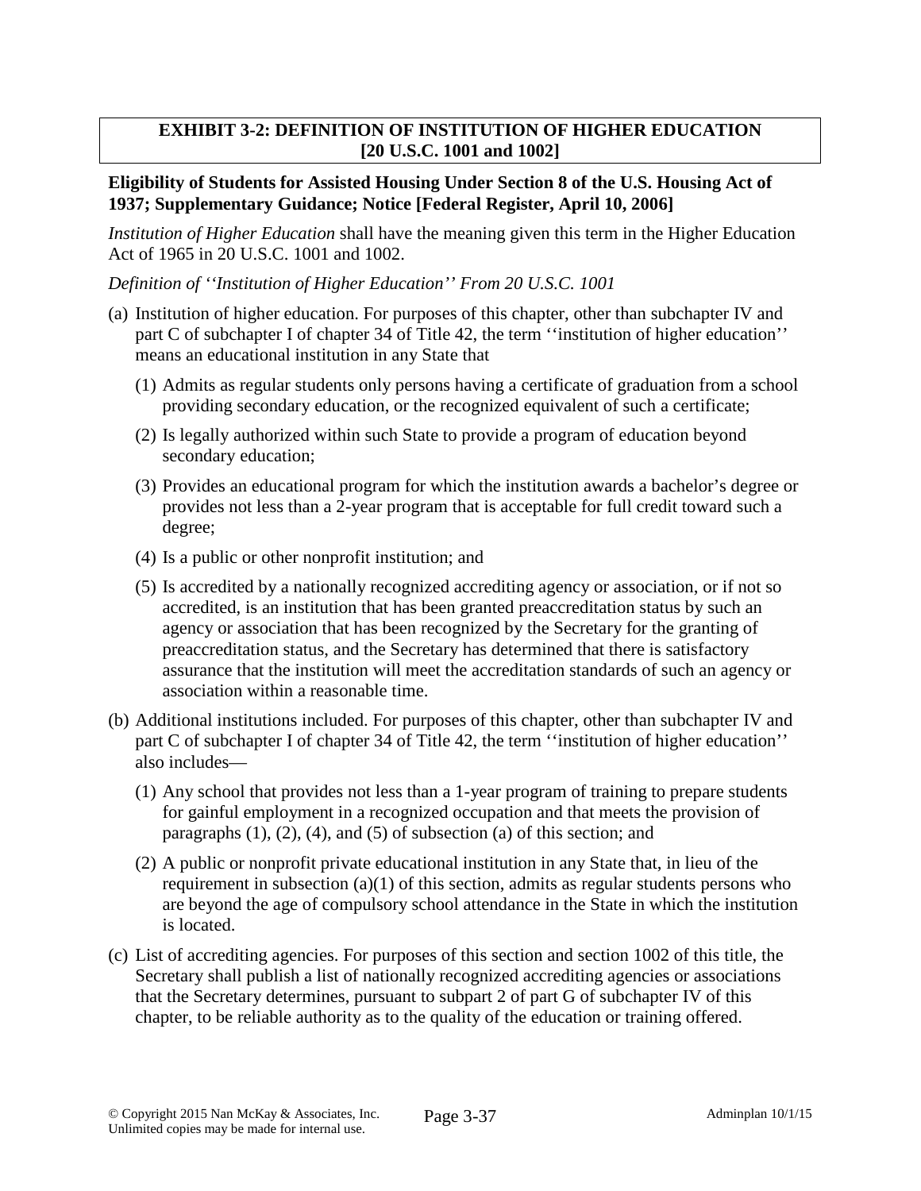## EXHIBIT 3-2: DEFINITION OF INSTITUTION OF HIGHER EDUCATION [20 U.S.C. 1001 and 1002]

**Eligibility of Students for Assisted Housing Under Section 8 of the U.S. Housing Act of 1937; Supplementary Guidance; Notice [Federal Register, April 10, 2006]**

*Institution of Higher Education* shall have the meaning given this term in the Higher Education Act of 1965 in 20 U.S.C. 1001 and 1002.

*Definition of ''Institution of Higher Education'' From 20 U.S.C. 1001*

(a) Institution of higher education. For purposes of this chapter, other than subchapter IV and part C of subchapter I of chapter 34 of Title 42, the term ''institution of higher education'' means an educational institution in any State that

(1) Admits as regular students only persons having a certificate of graduation from a school providing secondary education, or the recognized equivalent of such a certificate;

(2) Is legally authorized within such State to provide a program of education beyond secondary education;

(3) Provides an educational program for which the institution awards a bachelor's degree or provides not less than a 2-year program that is acceptable for full credit toward such a degree;

(4) Is a public or other nonprofit institution; and

(5) Is accredited by a nationally recognized accrediting agency or association, or if not so accredited, is an institution that has been granted preaccreditation status by such an agency or association that has been recognized by the Secretary for the granting of preaccreditation status, and the Secretary has determined that there is satisfactory assurance that the institution will meet the accreditation standards of such an agency or association within a reasonable time.

(b) Additional institutions included. For purposes of this chapter, other than subchapter IV and part C of subchapter I of chapter 34 of Title 42, the term ''institution of higher education'' also includes—

(1) Any school that provides not less than a 1-year program of training to prepare students for gainful employment in a recognized occupation and that meets the provision of paragraphs (1), (2), (4), and (5) of subsection (a) of this section; and

(2) A public or nonprofit private educational institution in any State that, in lieu of the requirement in subsection (a)(1) of this section, admits as regular students persons who are beyond the age of compulsory school attendance in the State in which the institution is located.

(c) List of accrediting agencies. For purposes of this section and section 1002 of this title, the Secretary shall publish a list of nationally recognized accrediting agencies or associations that the Secretary determines, pursuant to subpart 2 of part G of subchapter IV of this chapter, to be reliable authority as to the quality of the education or training offered.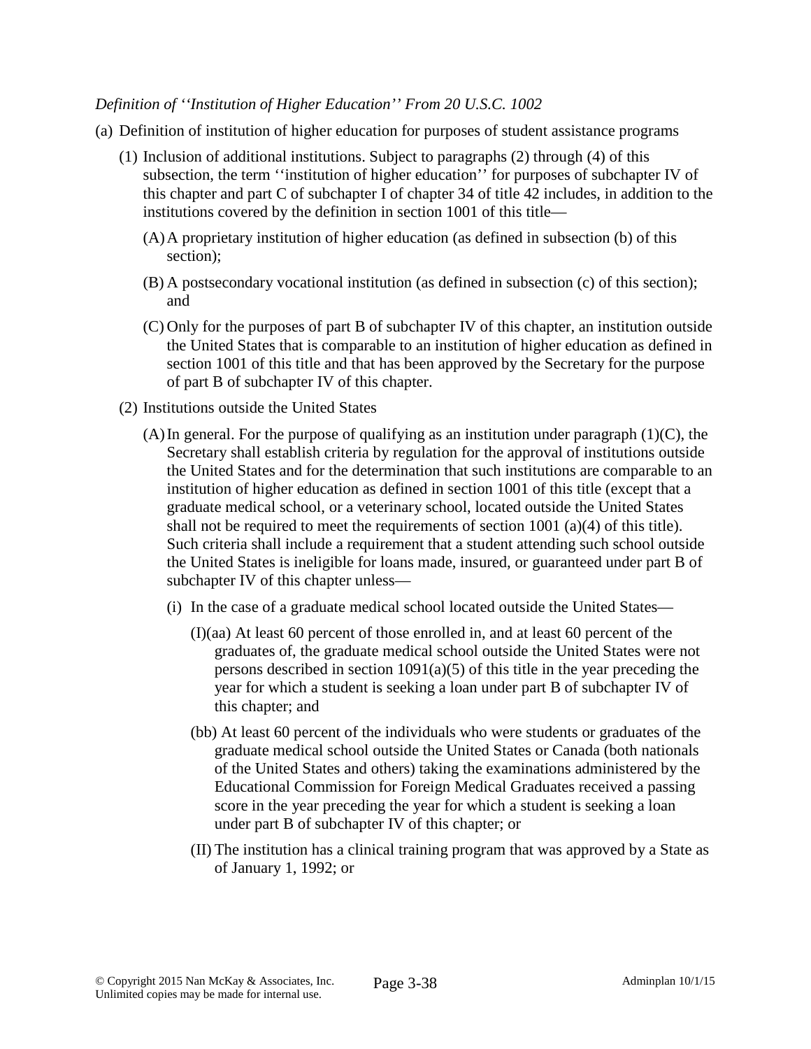*Definition of ''Institution of Higher Education'' From 20 U.S.C. 1002*

(a) Definition of institution of higher education for purposes of student assistance programs

(1) Inclusion of additional institutions. Subject to paragraphs (2) through (4) of this subsection, the term ''institution of higher education'' for purposes of subchapter IV of this chapter and part C of subchapter I of chapter 34 of title 42 includes, in addition to the institutions covered by the definition in section 1001 of this title—

(A) A proprietary institution of higher education (as defined in subsection (b) of this section);

(B) A postsecondary vocational institution (as defined in subsection (c) of this section); and

(C) Only for the purposes of part B of subchapter IV of this chapter, an institution outside the United States that is comparable to an institution of higher education as defined in section 1001 of this title and that has been approved by the Secretary for the purpose of part B of subchapter IV of this chapter.

(2) Institutions outside the United States

(A) In general. For the purpose of qualifying as an institution under paragraph (1)(C), the Secretary shall establish criteria by regulation for the approval of institutions outside the United States and for the determination that such institutions are comparable to an institution of higher education as defined in section 1001 of this title (except that a graduate medical school, or a veterinary school, located outside the United States shall not be required to meet the requirements of section 1001 (a)(4) of this title). Such criteria shall include a requirement that a student attending such school outside the United States is ineligible for loans made, insured, or guaranteed under part B of subchapter IV of this chapter unless—

(i) In the case of a graduate medical school located outside the United States—

(I)(aa) At least 60 percent of those enrolled in, and at least 60 percent of the graduates of, the graduate medical school outside the United States were not persons described in section 1091(a)(5) of this title in the year preceding the year for which a student is seeking a loan under part B of subchapter IV of this chapter; and

(bb) At least 60 percent of the individuals who were students or graduates of the graduate medical school outside the United States or Canada (both nationals of the United States and others) taking the examinations administered by the Educational Commission for Foreign Medical Graduates received a passing score in the year preceding the year for which a student is seeking a loan under part B of subchapter IV of this chapter; or

(II) The institution has a clinical training program that was approved by a State as of January 1, 1992; or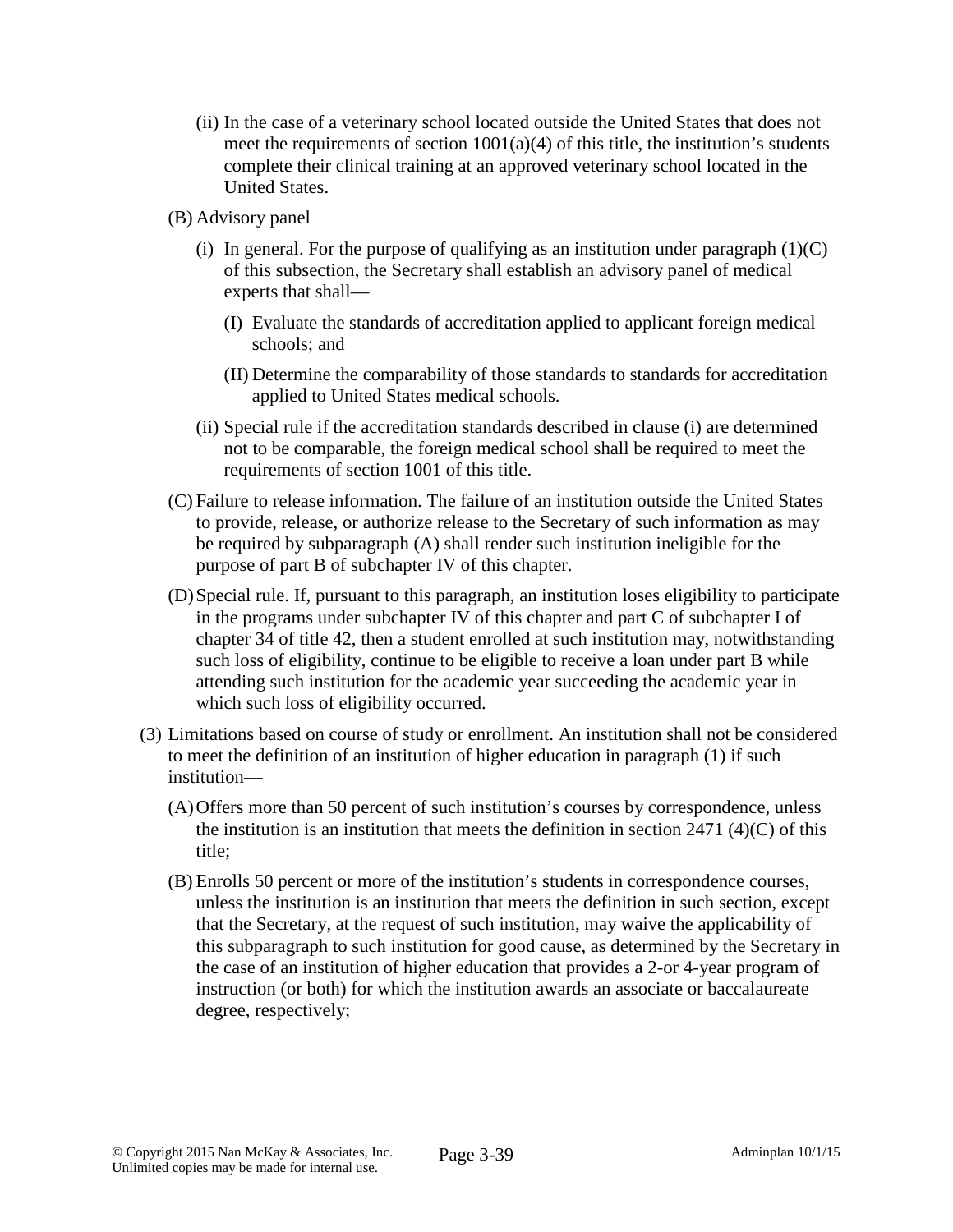(ii) In the case of a veterinary school located outside the United States that does not meet the requirements of section 1001(a)(4) of this title, the institution's students complete their clinical training at an approved veterinary school located in the United States.

(B) Advisory panel

(i) In general. For the purpose of qualifying as an institution under paragraph (1)(C) of this subsection, the Secretary shall establish an advisory panel of medical experts that shall—

(I) Evaluate the standards of accreditation applied to applicant foreign medical schools; and

(II) Determine the comparability of those standards to standards for accreditation applied to United States medical schools.

(ii) Special rule if the accreditation standards described in clause (i) are determined not to be comparable, the foreign medical school shall be required to meet the requirements of section 1001 of this title.

(C) Failure to release information. The failure of an institution outside the United States to provide, release, or authorize release to the Secretary of such information as may be required by subparagraph (A) shall render such institution ineligible for the purpose of part B of subchapter IV of this chapter.

(D) Special rule. If, pursuant to this paragraph, an institution loses eligibility to participate in the programs under subchapter IV of this chapter and part C of subchapter I of chapter 34 of title 42, then a student enrolled at such institution may, notwithstanding such loss of eligibility, continue to be eligible to receive a loan under part B while attending such institution for the academic year succeeding the academic year in which such loss of eligibility occurred.

(3) Limitations based on course of study or enrollment. An institution shall not be considered to meet the definition of an institution of higher education in paragraph (1) if such institution—

(A) Offers more than 50 percent of such institution's courses by correspondence, unless the institution is an institution that meets the definition in section 2471 (4)(C) of this title;

(B) Enrolls 50 percent or more of the institution's students in correspondence courses, unless the institution is an institution that meets the definition in such section, except that the Secretary, at the request of such institution, may waive the applicability of this subparagraph to such institution for good cause, as determined by the Secretary in the case of an institution of higher education that provides a 2-or 4-year program of instruction (or both) for which the institution awards an associate or baccalaureate degree, respectively;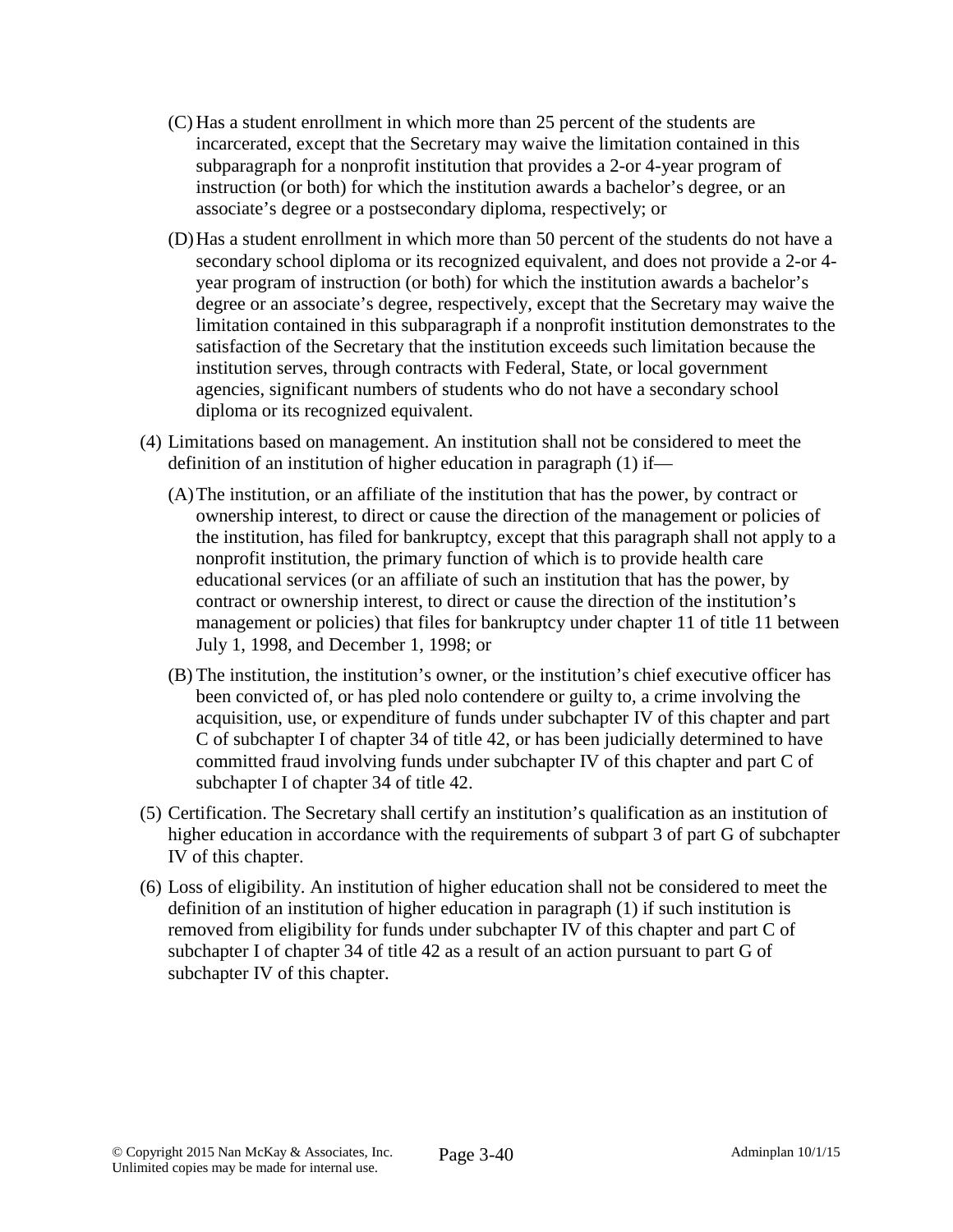(C) Has a student enrollment in which more than 25 percent of the students are incarcerated, except that the Secretary may waive the limitation contained in this subparagraph for a nonprofit institution that provides a 2-or 4-year program of instruction (or both) for which the institution awards a bachelor's degree, or an associate's degree or a postsecondary diploma, respectively; or

(D) Has a student enrollment in which more than 50 percent of the students do not have a secondary school diploma or its recognized equivalent, and does not provide a 2-or 4-year program of instruction (or both) for which the institution awards a bachelor's degree or an associate's degree, respectively, except that the Secretary may waive the limitation contained in this subparagraph if a nonprofit institution demonstrates to the satisfaction of the Secretary that the institution exceeds such limitation because the institution serves, through contracts with Federal, State, or local government agencies, significant numbers of students who do not have a secondary school diploma or its recognized equivalent.

(4) Limitations based on management. An institution shall not be considered to meet the definition of an institution of higher education in paragraph (1) if—

(A) The institution, or an affiliate of the institution that has the power, by contract or ownership interest, to direct or cause the direction of the management or policies of the institution, has filed for bankruptcy, except that this paragraph shall not apply to a nonprofit institution, the primary function of which is to provide health care educational services (or an affiliate of such an institution that has the power, by contract or ownership interest, to direct or cause the direction of the institution's management or policies) that files for bankruptcy under chapter 11 of title 11 between July 1, 1998, and December 1, 1998; or

(B) The institution, the institution's owner, or the institution's chief executive officer has been convicted of, or has pled nolo contendere or guilty to, a crime involving the acquisition, use, or expenditure of funds under subchapter IV of this chapter and part C of subchapter I of chapter 34 of title 42, or has been judicially determined to have committed fraud involving funds under subchapter IV of this chapter and part C of subchapter I of chapter 34 of title 42.

(5) Certification. The Secretary shall certify an institution's qualification as an institution of higher education in accordance with the requirements of subpart 3 of part G of subchapter IV of this chapter.

(6) Loss of eligibility. An institution of higher education shall not be considered to meet the definition of an institution of higher education in paragraph (1) if such institution is removed from eligibility for funds under subchapter IV of this chapter and part C of subchapter I of chapter 34 of title 42 as a result of an action pursuant to part G of subchapter IV of this chapter.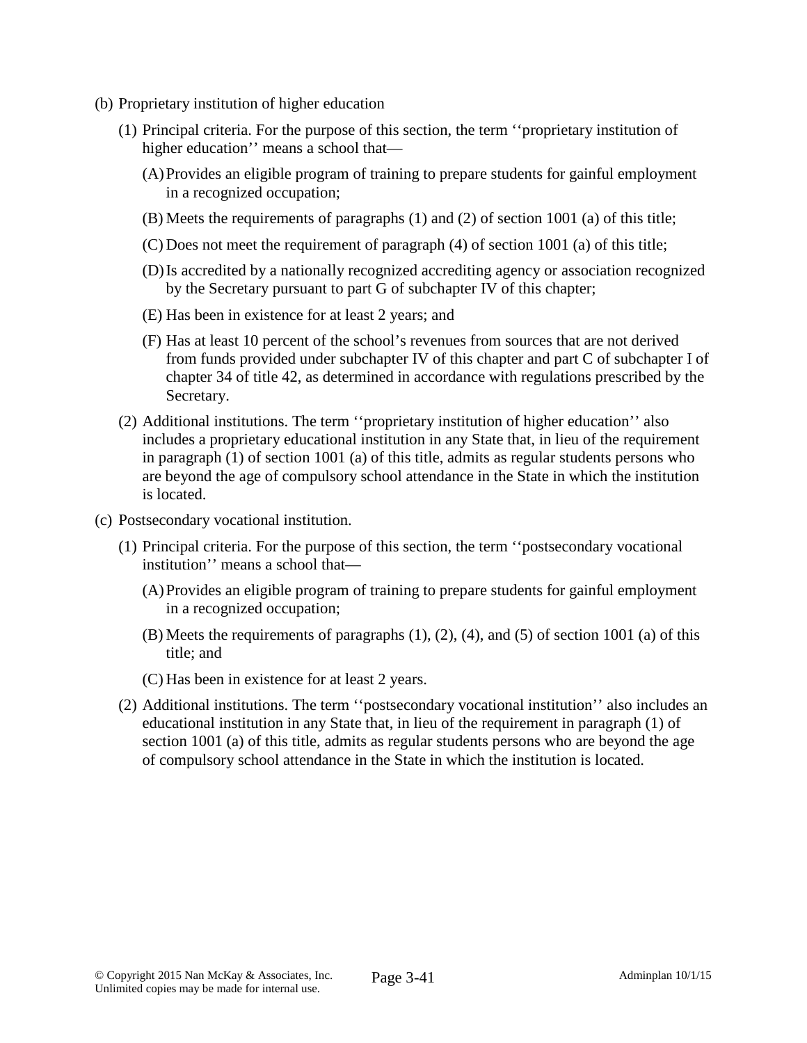(b) Proprietary institution of higher education

(1) Principal criteria. For the purpose of this section, the term ‘‘proprietary institution of higher education’’ means a school that—

(A) Provides an eligible program of training to prepare students for gainful employment in a recognized occupation;

(B) Meets the requirements of paragraphs (1) and (2) of section 1001 (a) of this title;

(C) Does not meet the requirement of paragraph (4) of section 1001 (a) of this title;

(D) Is accredited by a nationally recognized accrediting agency or association recognized by the Secretary pursuant to part G of subchapter IV of this chapter;

(E) Has been in existence for at least 2 years; and

(F) Has at least 10 percent of the school’s revenues from sources that are not derived from funds provided under subchapter IV of this chapter and part C of subchapter I of chapter 34 of title 42, as determined in accordance with regulations prescribed by the Secretary.

(2) Additional institutions. The term ‘‘proprietary institution of higher education’’ also includes a proprietary educational institution in any State that, in lieu of the requirement in paragraph (1) of section 1001 (a) of this title, admits as regular students persons who are beyond the age of compulsory school attendance in the State in which the institution is located.

(c) Postsecondary vocational institution.

(1) Principal criteria. For the purpose of this section, the term ‘‘postsecondary vocational institution’’ means a school that—

(A) Provides an eligible program of training to prepare students for gainful employment in a recognized occupation;

(B) Meets the requirements of paragraphs (1), (2), (4), and (5) of section 1001 (a) of this title; and

(C) Has been in existence for at least 2 years.

(2) Additional institutions. The term ‘‘postsecondary vocational institution’’ also includes an educational institution in any State that, in lieu of the requirement in paragraph (1) of section 1001 (a) of this title, admits as regular students persons who are beyond the age of compulsory school attendance in the State in which the institution is located.